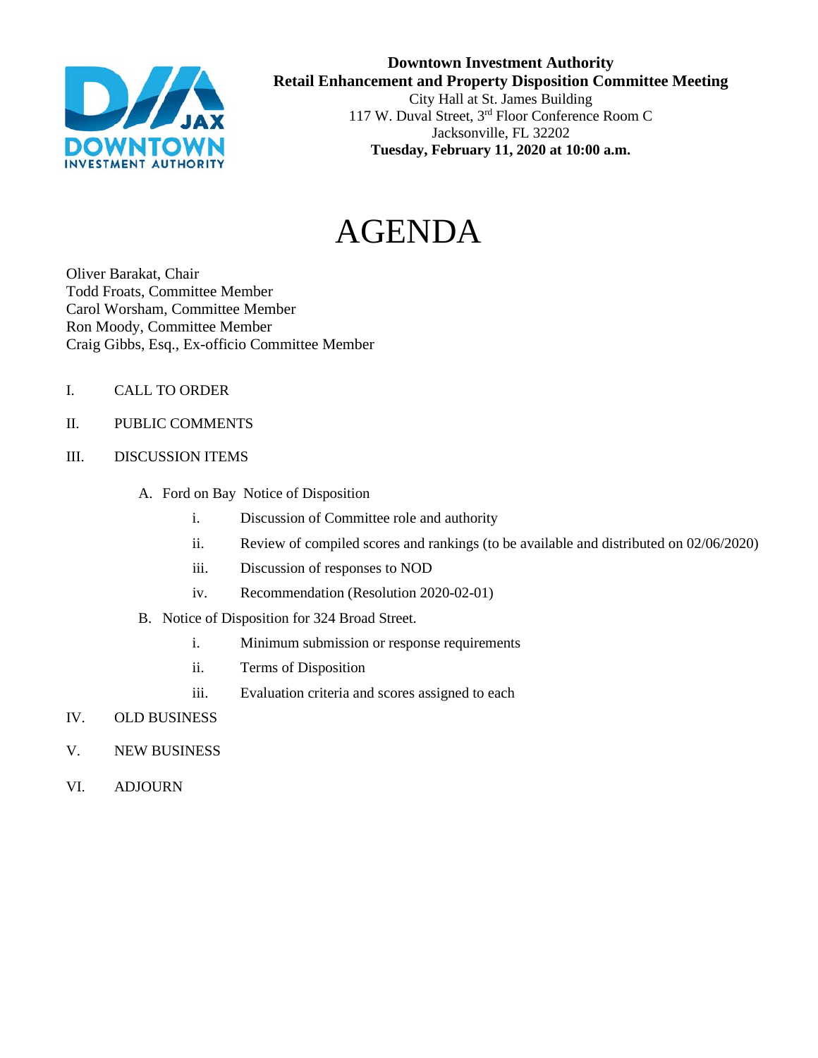**Downtown Investment Authority**
**Retail Enhancement and Property Disposition Committee Meeting**
City Hall at St. James Building
117 W. Duval Street, 3rd Floor Conference Room C
Jacksonville, FL 32202
**Tuesday, February 11, 2020 at 10:00 a.m.**

# AGENDA

Oliver Barakat, Chair
Todd Froats, Committee Member
Carol Worsham, Committee Member
Ron Moody, Committee Member
Craig Gibbs, Esq., Ex-officio Committee Member

I. CALL TO ORDER

II. PUBLIC COMMENTS

III. DISCUSSION ITEMS

- A. Ford on Bay Notice of Disposition
  - i. Discussion of Committee role and authority
  - ii. Review of compiled scores and rankings (to be available and distributed on 02/06/2020)
  - iii. Discussion of responses to NOD
  - iv. Recommendation (Resolution 2020-02-01)
- B. Notice of Disposition for 324 Broad Street.
  - i. Minimum submission or response requirements
  - ii. Terms of Disposition
  - iii. Evaluation criteria and scores assigned to each

IV. OLD BUSINESS

V. NEW BUSINESS

VI. ADJOURN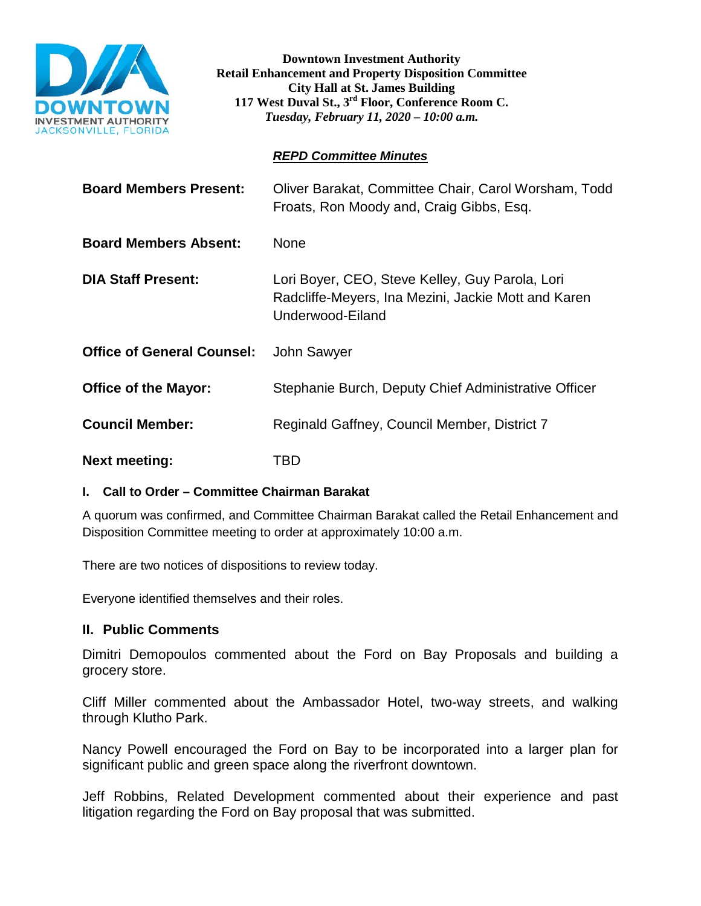**Downtown Investment Authority**
**Retail Enhancement and Property Disposition Committee**
**City Hall at St. James Building**
**117 West Duval St., 3rd Floor, Conference Room C.**
***Tuesday, February 11, 2020 – 10:00 a.m.***

***REPD Committee Minutes***

**Board Members Present:** Oliver Barakat, Committee Chair, Carol Worsham, Todd Froats, Ron Moody and, Craig Gibbs, Esq.

**Board Members Absent:** None

**DIA Staff Present:** Lori Boyer, CEO, Steve Kelley, Guy Parola, Lori Radcliffe-Meyers, Ina Mezini, Jackie Mott and Karen Underwood-Eiland

**Office of General Counsel:** John Sawyer

**Office of the Mayor:** Stephanie Burch, Deputy Chief Administrative Officer

**Council Member:** Reginald Gaffney, Council Member, District 7

**Next meeting:** TBD

## I. Call to Order – Committee Chairman Barakat

A quorum was confirmed, and Committee Chairman Barakat called the Retail Enhancement and Disposition Committee meeting to order at approximately 10:00 a.m.

There are two notices of dispositions to review today.

Everyone identified themselves and their roles.

## II. Public Comments

Dimitri Demopoulos commented about the Ford on Bay Proposals and building a grocery store.

Cliff Miller commented about the Ambassador Hotel, two-way streets, and walking through Klutho Park.

Nancy Powell encouraged the Ford on Bay to be incorporated into a larger plan for significant public and green space along the riverfront downtown.

Jeff Robbins, Related Development commented about their experience and past litigation regarding the Ford on Bay proposal that was submitted.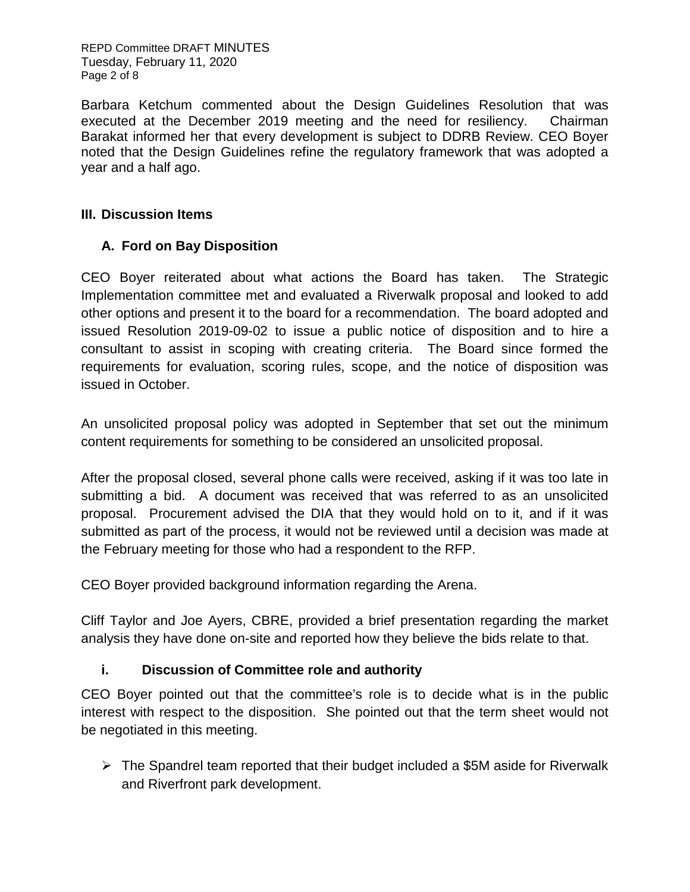Barbara Ketchum commented about the Design Guidelines Resolution that was executed at the December 2019 meeting and the need for resiliency. Chairman Barakat informed her that every development is subject to DDRB Review. CEO Boyer noted that the Design Guidelines refine the regulatory framework that was adopted a year and a half ago.

## III. Discussion Items

### A. Ford on Bay Disposition

CEO Boyer reiterated about what actions the Board has taken. The Strategic Implementation committee met and evaluated a Riverwalk proposal and looked to add other options and present it to the board for a recommendation. The board adopted and issued Resolution 2019-09-02 to issue a public notice of disposition and to hire a consultant to assist in scoping with creating criteria. The Board since formed the requirements for evaluation, scoring rules, scope, and the notice of disposition was issued in October.

An unsolicited proposal policy was adopted in September that set out the minimum content requirements for something to be considered an unsolicited proposal.

After the proposal closed, several phone calls were received, asking if it was too late in submitting a bid. A document was received that was referred to as an unsolicited proposal. Procurement advised the DIA that they would hold on to it, and if it was submitted as part of the process, it would not be reviewed until a decision was made at the February meeting for those who had a respondent to the RFP.

CEO Boyer provided background information regarding the Arena.

Cliff Taylor and Joe Ayers, CBRE, provided a brief presentation regarding the market analysis they have done on-site and reported how they believe the bids relate to that.

#### i. Discussion of Committee role and authority

CEO Boyer pointed out that the committee's role is to decide what is in the public interest with respect to the disposition. She pointed out that the term sheet would not be negotiated in this meeting.

- The Spandrel team reported that their budget included a $5M aside for Riverwalk and Riverfront park development.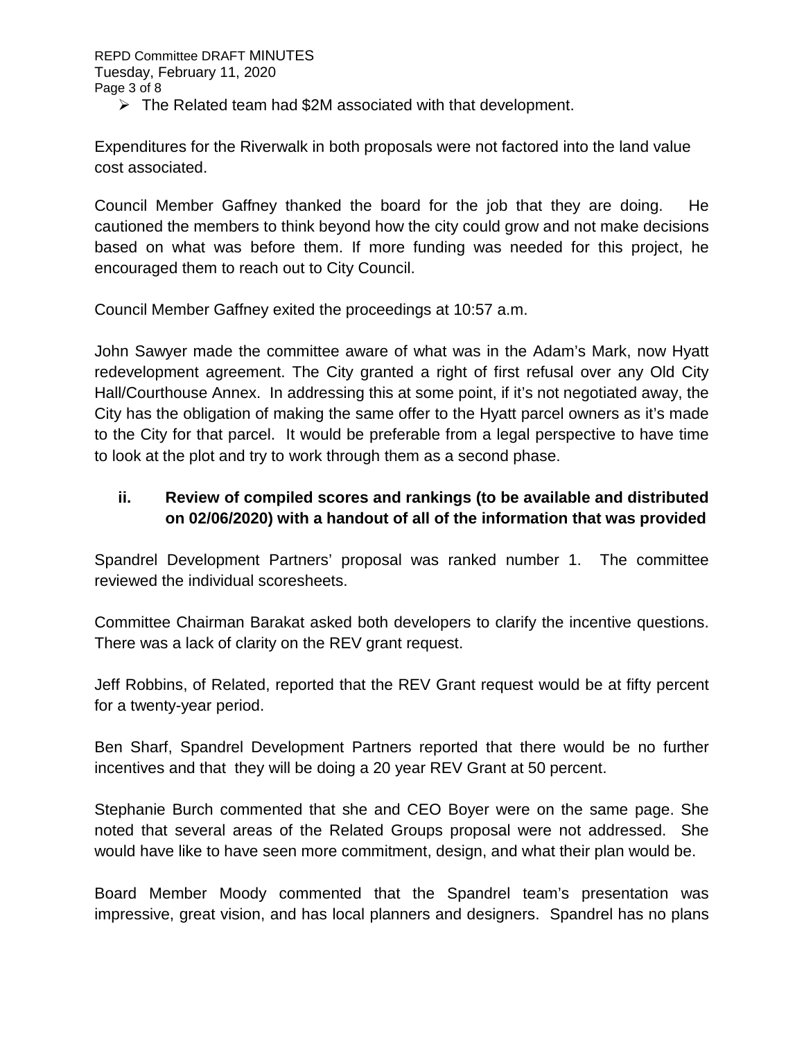- The Related team had $2M associated with that development.

Expenditures for the Riverwalk in both proposals were not factored into the land value cost associated.

Council Member Gaffney thanked the board for the job that they are doing. He cautioned the members to think beyond how the city could grow and not make decisions based on what was before them. If more funding was needed for this project, he encouraged them to reach out to City Council.

Council Member Gaffney exited the proceedings at 10:57 a.m.

John Sawyer made the committee aware of what was in the Adam's Mark, now Hyatt redevelopment agreement. The City granted a right of first refusal over any Old City Hall/Courthouse Annex. In addressing this at some point, if it's not negotiated away, the City has the obligation of making the same offer to the Hyatt parcel owners as it's made to the City for that parcel. It would be preferable from a legal perspective to have time to look at the plot and try to work through them as a second phase.

**ii. Review of compiled scores and rankings (to be available and distributed on 02/06/2020) with a handout of all of the information that was provided**

Spandrel Development Partners' proposal was ranked number 1. The committee reviewed the individual scoresheets.

Committee Chairman Barakat asked both developers to clarify the incentive questions. There was a lack of clarity on the REV grant request.

Jeff Robbins, of Related, reported that the REV Grant request would be at fifty percent for a twenty-year period.

Ben Sharf, Spandrel Development Partners reported that there would be no further incentives and that they will be doing a 20 year REV Grant at 50 percent.

Stephanie Burch commented that she and CEO Boyer were on the same page. She noted that several areas of the Related Groups proposal were not addressed. She would have like to have seen more commitment, design, and what their plan would be.

Board Member Moody commented that the Spandrel team's presentation was impressive, great vision, and has local planners and designers. Spandrel has no plans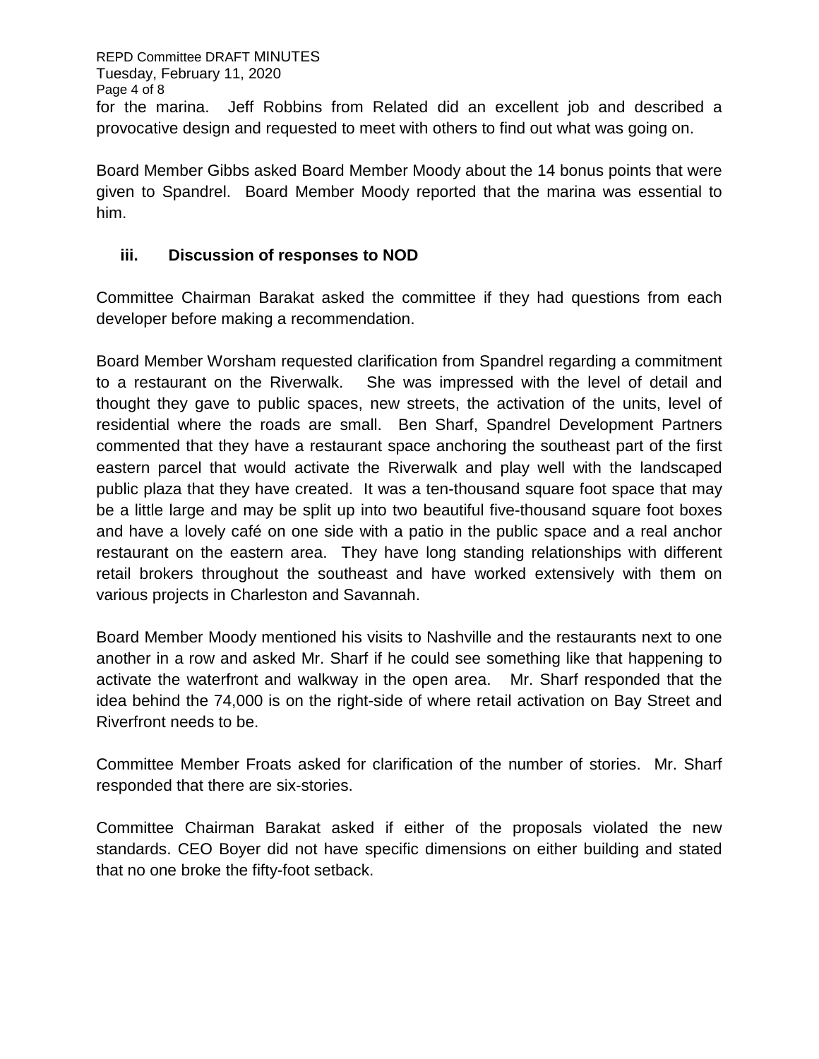for the marina. Jeff Robbins from Related did an excellent job and described a provocative design and requested to meet with others to find out what was going on.

Board Member Gibbs asked Board Member Moody about the 14 bonus points that were given to Spandrel. Board Member Moody reported that the marina was essential to him.

### iii. Discussion of responses to NOD

Committee Chairman Barakat asked the committee if they had questions from each developer before making a recommendation.

Board Member Worsham requested clarification from Spandrel regarding a commitment to a restaurant on the Riverwalk. She was impressed with the level of detail and thought they gave to public spaces, new streets, the activation of the units, level of residential where the roads are small. Ben Sharf, Spandrel Development Partners commented that they have a restaurant space anchoring the southeast part of the first eastern parcel that would activate the Riverwalk and play well with the landscaped public plaza that they have created. It was a ten-thousand square foot space that may be a little large and may be split up into two beautiful five-thousand square foot boxes and have a lovely café on one side with a patio in the public space and a real anchor restaurant on the eastern area. They have long standing relationships with different retail brokers throughout the southeast and have worked extensively with them on various projects in Charleston and Savannah.

Board Member Moody mentioned his visits to Nashville and the restaurants next to one another in a row and asked Mr. Sharf if he could see something like that happening to activate the waterfront and walkway in the open area. Mr. Sharf responded that the idea behind the 74,000 is on the right-side of where retail activation on Bay Street and Riverfront needs to be.

Committee Member Froats asked for clarification of the number of stories. Mr. Sharf responded that there are six-stories.

Committee Chairman Barakat asked if either of the proposals violated the new standards. CEO Boyer did not have specific dimensions on either building and stated that no one broke the fifty-foot setback.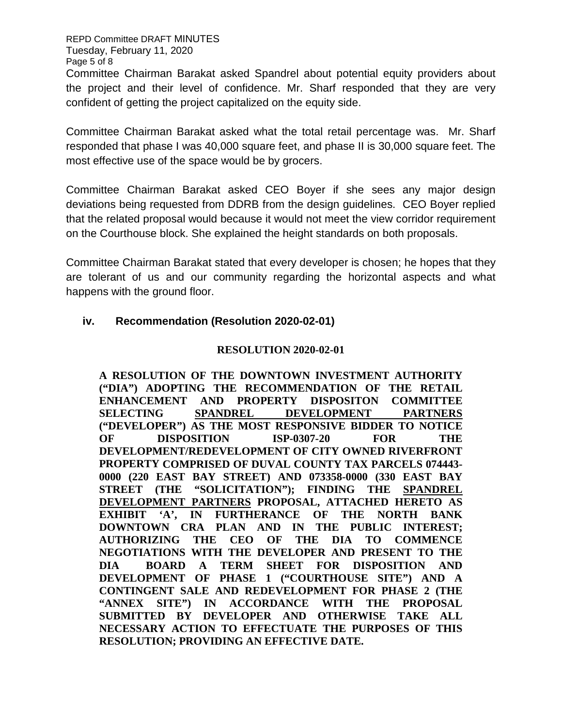Committee Chairman Barakat asked Spandrel about potential equity providers about the project and their level of confidence. Mr. Sharf responded that they are very confident of getting the project capitalized on the equity side.

Committee Chairman Barakat asked what the total retail percentage was. Mr. Sharf responded that phase I was 40,000 square feet, and phase II is 30,000 square feet. The most effective use of the space would be by grocers.

Committee Chairman Barakat asked CEO Boyer if she sees any major design deviations being requested from DDRB from the design guidelines. CEO Boyer replied that the related proposal would because it would not meet the view corridor requirement on the Courthouse block. She explained the height standards on both proposals.

Committee Chairman Barakat stated that every developer is chosen; he hopes that they are tolerant of us and our community regarding the horizontal aspects and what happens with the ground floor.

### iv. Recommendation (Resolution 2020-02-01)

**RESOLUTION 2020-02-01**

**A RESOLUTION OF THE DOWNTOWN INVESTMENT AUTHORITY ("DIA") ADOPTING THE RECOMMENDATION OF THE RETAIL ENHANCEMENT AND PROPERTY DISPOSITON COMMITTEE SELECTING <u>SPANDREL DEVELOPMENT PARTNERS</u> ("DEVELOPER") AS THE MOST RESPONSIVE BIDDER TO NOTICE OF DISPOSITION ISP-0307-20 FOR THE DEVELOPMENT/REDEVELOPMENT OF CITY OWNED RIVERFRONT PROPERTY COMPRISED OF DUVAL COUNTY TAX PARCELS 074443-0000 (220 EAST BAY STREET) AND 073358-0000 (330 EAST BAY STREET (THE "SOLICITATION"); FINDING THE <u>SPANDREL DEVELOPMENT PARTNERS</u> PROPOSAL, ATTACHED HERETO AS EXHIBIT 'A', IN FURTHERANCE OF THE NORTH BANK DOWNTOWN CRA PLAN AND IN THE PUBLIC INTEREST; AUTHORIZING THE CEO OF THE DIA TO COMMENCE NEGOTIATIONS WITH THE DEVELOPER AND PRESENT TO THE DIA BOARD A TERM SHEET FOR DISPOSITION AND DEVELOPMENT OF PHASE 1 ("COURTHOUSE SITE") AND A CONTINGENT SALE AND REDEVELOPMENT FOR PHASE 2 (THE "ANNEX SITE") IN ACCORDANCE WITH THE PROPOSAL SUBMITTED BY DEVELOPER AND OTHERWISE TAKE ALL NECESSARY ACTION TO EFFECTUATE THE PURPOSES OF THIS RESOLUTION; PROVIDING AN EFFECTIVE DATE.**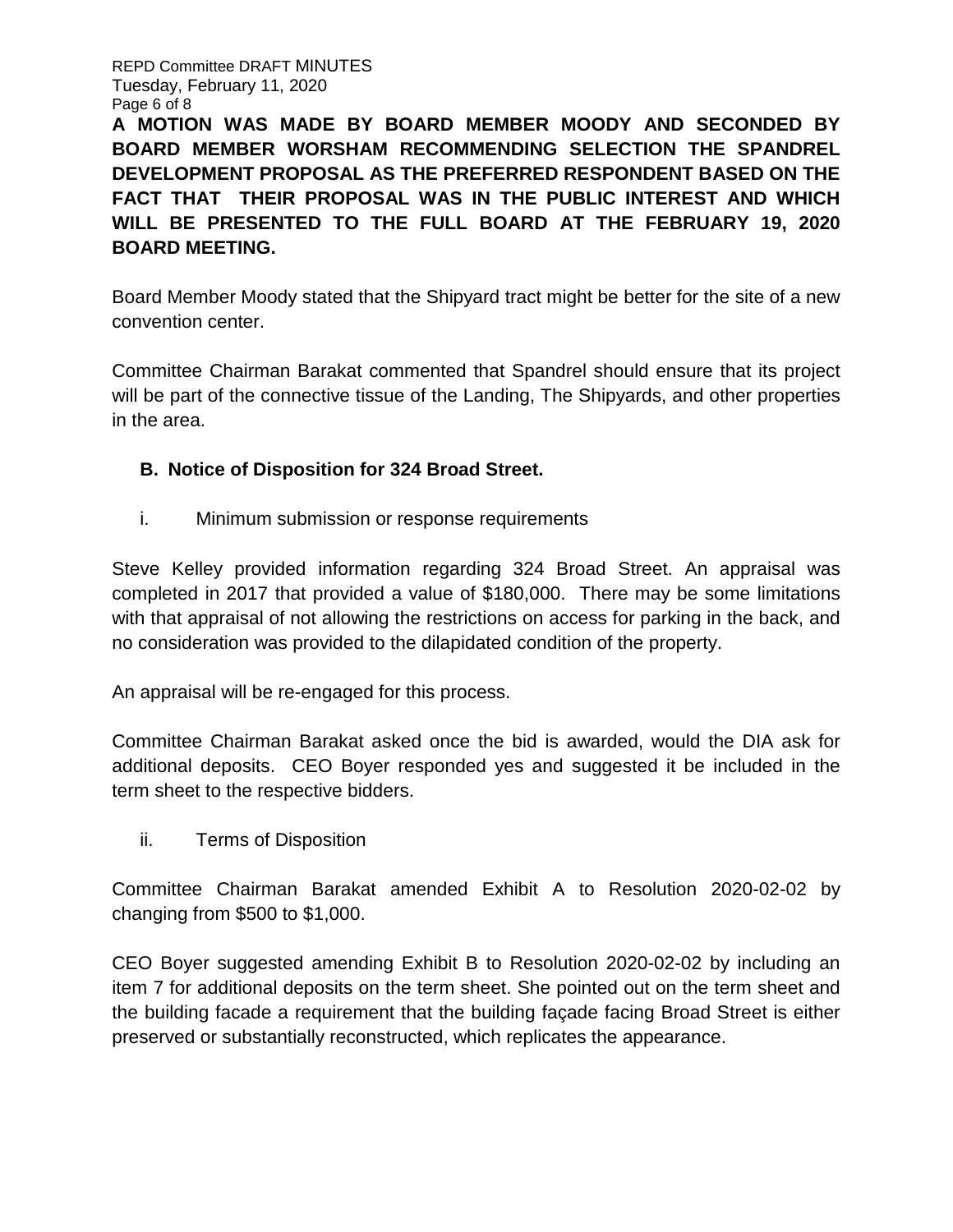**A MOTION WAS MADE BY BOARD MEMBER MOODY AND SECONDED BY BOARD MEMBER WORSHAM RECOMMENDING SELECTION THE SPANDREL DEVELOPMENT PROPOSAL AS THE PREFERRED RESPONDENT BASED ON THE FACT THAT THEIR PROPOSAL WAS IN THE PUBLIC INTEREST AND WHICH WILL BE PRESENTED TO THE FULL BOARD AT THE FEBRUARY 19, 2020 BOARD MEETING.**

Board Member Moody stated that the Shipyard tract might be better for the site of a new convention center.

Committee Chairman Barakat commented that Spandrel should ensure that its project will be part of the connective tissue of the Landing, The Shipyards, and other properties in the area.

**B. Notice of Disposition for 324 Broad Street.**

i. Minimum submission or response requirements

Steve Kelley provided information regarding 324 Broad Street. An appraisal was completed in 2017 that provided a value of $180,000. There may be some limitations with that appraisal of not allowing the restrictions on access for parking in the back, and no consideration was provided to the dilapidated condition of the property.

An appraisal will be re-engaged for this process.

Committee Chairman Barakat asked once the bid is awarded, would the DIA ask for additional deposits. CEO Boyer responded yes and suggested it be included in the term sheet to the respective bidders.

ii. Terms of Disposition

Committee Chairman Barakat amended Exhibit A to Resolution 2020-02-02 by changing from $500 to $1,000.

CEO Boyer suggested amending Exhibit B to Resolution 2020-02-02 by including an item 7 for additional deposits on the term sheet. She pointed out on the term sheet and the building facade a requirement that the building façade facing Broad Street is either preserved or substantially reconstructed, which replicates the appearance.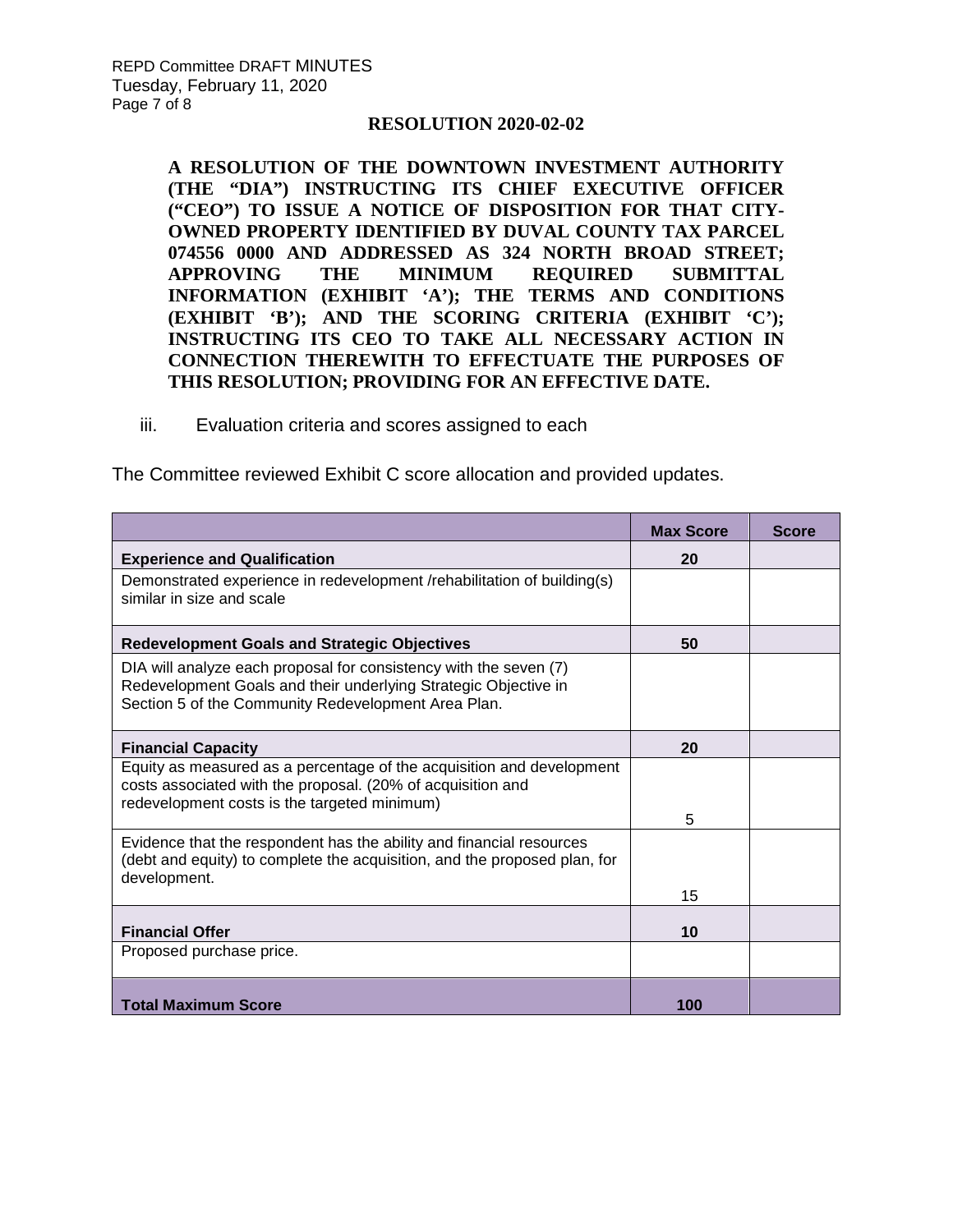**RESOLUTION 2020-02-02**

**A RESOLUTION OF THE DOWNTOWN INVESTMENT AUTHORITY (THE "DIA") INSTRUCTING ITS CHIEF EXECUTIVE OFFICER ("CEO") TO ISSUE A NOTICE OF DISPOSITION FOR THAT CITY-OWNED PROPERTY IDENTIFIED BY DUVAL COUNTY TAX PARCEL 074556 0000 AND ADDRESSED AS 324 NORTH BROAD STREET; APPROVING THE MINIMUM REQUIRED SUBMITTAL INFORMATION (EXHIBIT 'A'); THE TERMS AND CONDITIONS (EXHIBIT 'B'); AND THE SCORING CRITERIA (EXHIBIT 'C'); INSTRUCTING ITS CEO TO TAKE ALL NECESSARY ACTION IN CONNECTION THEREWITH TO EFFECTUATE THE PURPOSES OF THIS RESOLUTION; PROVIDING FOR AN EFFECTIVE DATE.**

iii. Evaluation criteria and scores assigned to each

The Committee reviewed Exhibit C score allocation and provided updates.

| | Max Score | Score |
|---|---|---|
| **Experience and Qualification** | **20** | |
| Demonstrated experience in redevelopment /rehabilitation of building(s) similar in size and scale | | |
| **Redevelopment Goals and Strategic Objectives** | **50** | |
| DIA will analyze each proposal for consistency with the seven (7) Redevelopment Goals and their underlying Strategic Objective in Section 5 of the Community Redevelopment Area Plan. | | |
| **Financial Capacity** | **20** | |
| Equity as measured as a percentage of the acquisition and development costs associated with the proposal. (20% of acquisition and redevelopment costs is the targeted minimum) | 5 | |
| Evidence that the respondent has the ability and financial resources (debt and equity) to complete the acquisition, and the proposed plan, for development. | 15 | |
| **Financial Offer** | **10** | |
| Proposed purchase price. | | |
| **Total Maximum Score** | **100** | |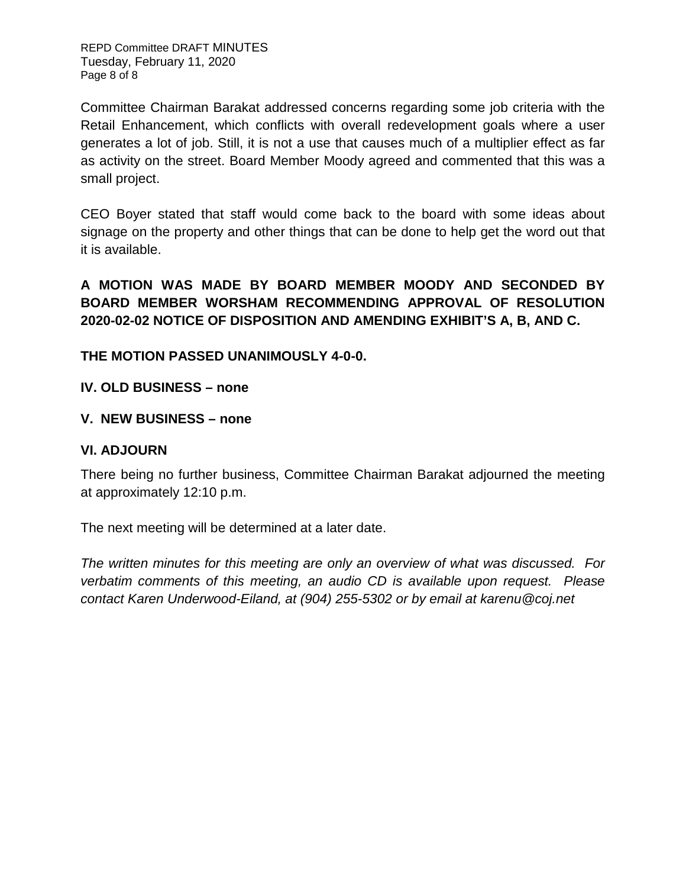Committee Chairman Barakat addressed concerns regarding some job criteria with the Retail Enhancement, which conflicts with overall redevelopment goals where a user generates a lot of job. Still, it is not a use that causes much of a multiplier effect as far as activity on the street. Board Member Moody agreed and commented that this was a small project.

CEO Boyer stated that staff would come back to the board with some ideas about signage on the property and other things that can be done to help get the word out that it is available.

**A MOTION WAS MADE BY BOARD MEMBER MOODY AND SECONDED BY BOARD MEMBER WORSHAM RECOMMENDING APPROVAL OF RESOLUTION 2020-02-02 NOTICE OF DISPOSITION AND AMENDING EXHIBIT'S A, B, AND C.**

**THE MOTION PASSED UNANIMOUSLY 4-0-0.**

**IV. OLD BUSINESS – none**

**V. NEW BUSINESS – none**

**VI. ADJOURN**

There being no further business, Committee Chairman Barakat adjourned the meeting at approximately 12:10 p.m.

The next meeting will be determined at a later date.

*The written minutes for this meeting are only an overview of what was discussed. For verbatim comments of this meeting, an audio CD is available upon request. Please contact Karen Underwood-Eiland, at (904) 255-5302 or by email at karenu@coj.net*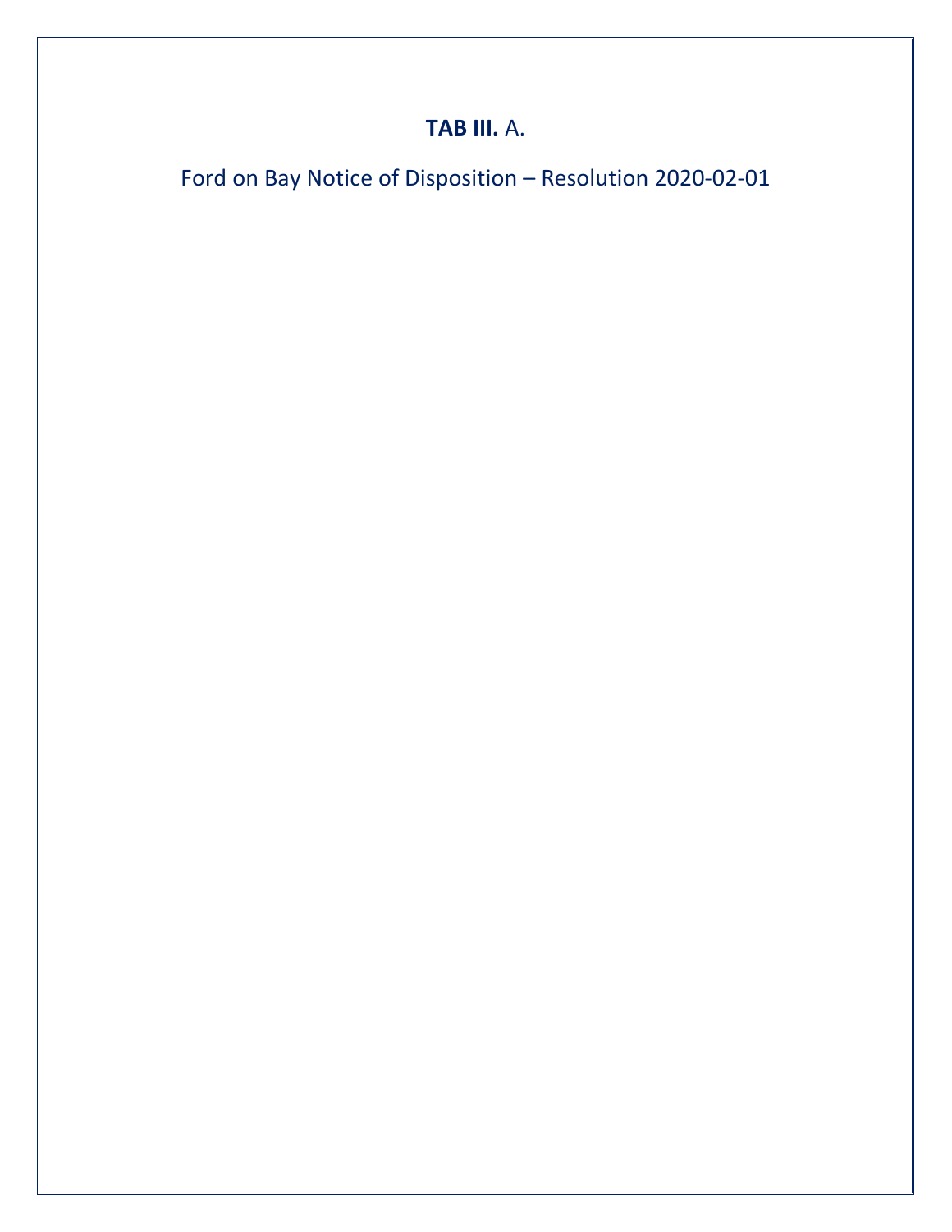**TAB III.** A.

Ford on Bay Notice of Disposition – Resolution 2020-02-01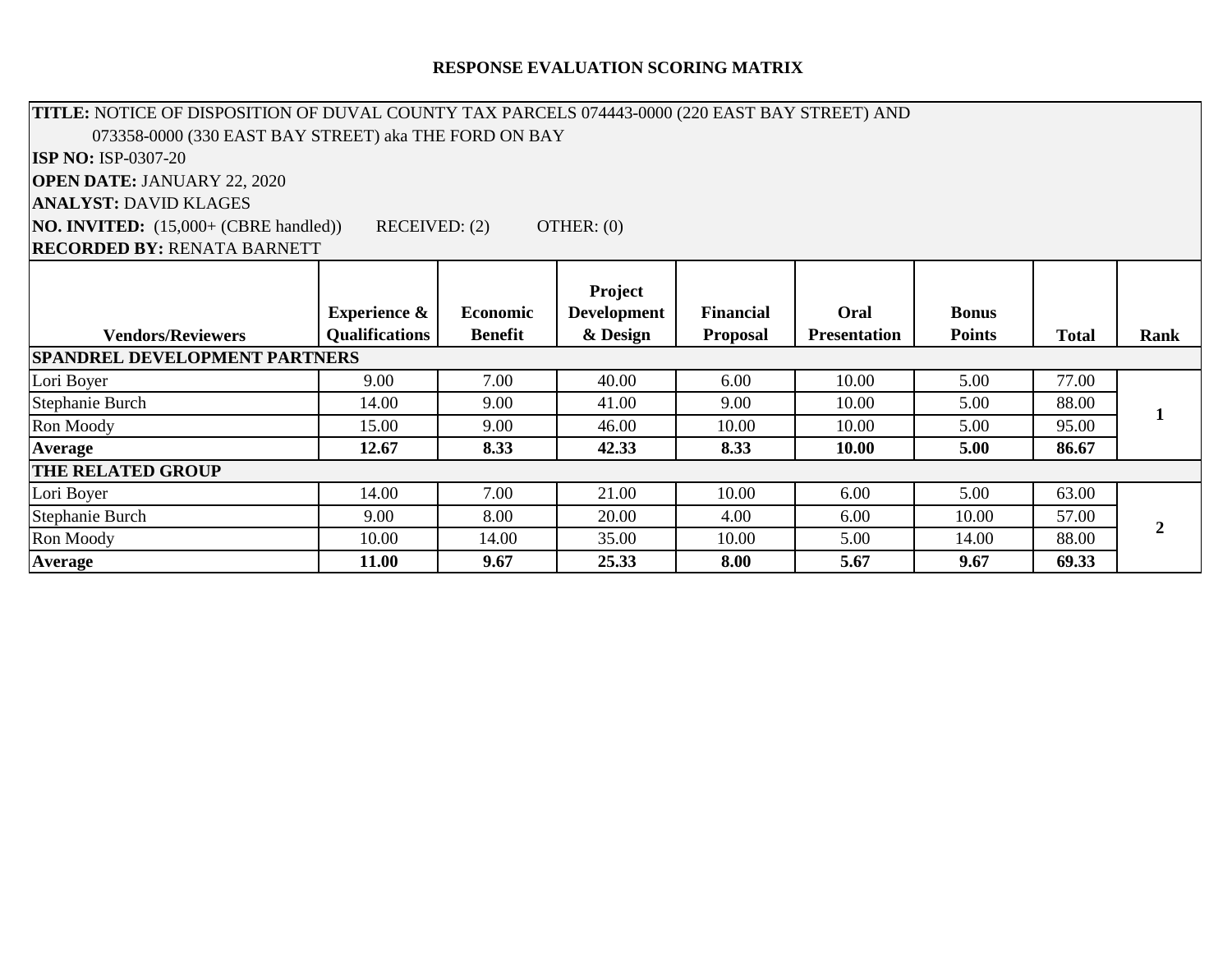## RESPONSE EVALUATION SCORING MATRIX

**TITLE:** NOTICE OF DISPOSITION OF DUVAL COUNTY TAX PARCELS 074443-0000 (220 EAST BAY STREET) AND 073358-0000 (330 EAST BAY STREET) aka THE FORD ON BAY

**ISP NO:** ISP-0307-20

**OPEN DATE:** JANUARY 22, 2020

**ANALYST:** DAVID KLAGES

**NO. INVITED:** (15,000+ (CBRE handled)) RECEIVED: (2) OTHER: (0)

**RECORDED BY:** RENATA BARNETT

| Vendors/Reviewers | Experience & Qualifications | Economic Benefit | Project Development & Design | Financial Proposal | Oral Presentation | Bonus Points | Total | Rank |
|---|---|---|---|---|---|---|---|---|
| **SPANDREL DEVELOPMENT PARTNERS** | | | | | | | | |
| Lori Boyer | 9.00 | 7.00 | 40.00 | 6.00 | 10.00 | 5.00 | 77.00 | **1** |
| Stephanie Burch | 14.00 | 9.00 | 41.00 | 9.00 | 10.00 | 5.00 | 88.00 | |
| Ron Moody | 15.00 | 9.00 | 46.00 | 10.00 | 10.00 | 5.00 | 95.00 | |
| **Average** | **12.67** | **8.33** | **42.33** | **8.33** | **10.00** | **5.00** | **86.67** | |
| **THE RELATED GROUP** | | | | | | | | |
| Lori Boyer | 14.00 | 7.00 | 21.00 | 10.00 | 6.00 | 5.00 | 63.00 | **2** |
| Stephanie Burch | 9.00 | 8.00 | 20.00 | 4.00 | 6.00 | 10.00 | 57.00 | |
| Ron Moody | 10.00 | 14.00 | 35.00 | 10.00 | 5.00 | 14.00 | 88.00 | |
| **Average** | **11.00** | **9.67** | **25.33** | **8.00** | **5.67** | **9.67** | **69.33** | |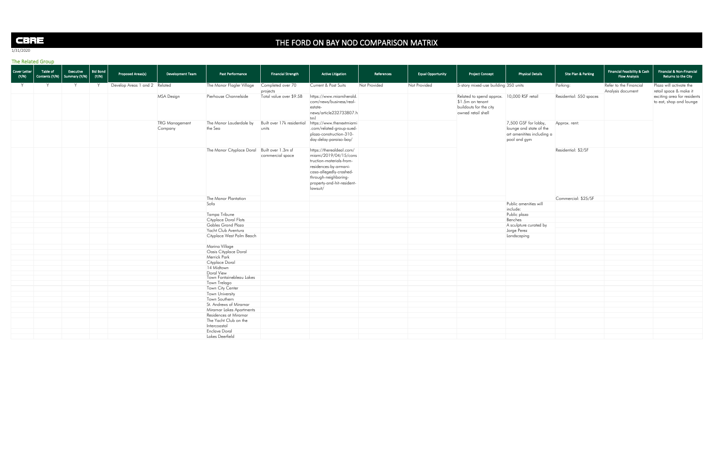CBRE

# THE FORD ON BAY NOD COMPARISON MATRIX

1/31/2020

## The Related Group

| Cover Letter (Y/N) | Table of Contents (Y/N) | Executive Summary (Y/N) | Bid Bond (Y/N) | Proposed Areas(s) | Development Team | Past Performance | Financial Strength | Active Litigation | References | Equal Opportunity | Project Concept | Physical Details | Site Plan & Parking | Financial Feasibility & Cash Flow Analysis | Financial & Non-Financial Returns to the City |
|---|---|---|---|---|---|---|---|---|---|---|---|---|---|---|---|
| Y | Y | Y | Y | Develop Areas 1 and 2 | Related | The Manor Flagler Village | Completed over 70 projects | Current & Past Suits | Not Provided | Not Provided | 5-story mixed-use building | 350 units | Parking: | Refer to the Financial Analysis document | Plaza will activate the retail space & make it exciting area for residents to eat, shop and lounge |
| | | | | | MSA Design | Pierhouse Channelside | Total value over $9.5B | https://www.miamiherald.com/news/business/real-estate-news/article232733807.html | | | Related to spend approx. $1.5m on tenant buildouts for the city owned retail shell | 10,000 RSF retail | Residential: 550 spaces | | |
| | | | | | TRG Management Company | The Manor Lauderdale by the Sea | Built over 17k residential units | https://www.thenextmiami.com/related-group-sued-plaza-construction-310-day-delay-paraiso-bay/ | | | | 7,500 GSF for lobby, lounge and state of the art amenitites including a pool and gym | Approx. rent: | | |
| | | | | | | The Manor Cityplace Doral | Built over 1.3m sf commercial space | https://therealdeal.com/miami/2019/04/15/construction-materials-from-residences-by-armani-casa-allegedly-crashed-through-neighboring-property-and-hit-resident-lawsuit/ | | | | | Residential: $2/SF | | |
| | | | | | | The Manor Plantation | | | | | | | Commercial: $25/SF | | |
| | | | | | | Sofa | | | | | | Public amenities will include: | | | |
| | | | | | | Tampa Tribune | | | | | | Public plaza | | | |
| | | | | | | Cityplace Doral Flats | | | | | | Benches | | | |
| | | | | | | Gables Grand Plaza | | | | | | A sculpture curated by | | | |
| | | | | | | Yacht Club Aventura | | | | | | Jorge Perez | | | |
| | | | | | | Cityplace West Palm Beach | | | | | | Landscaping | | | |
| | | | | | | Marina Village | | | | | | | | | |
| | | | | | | Oasis Cityplace Doral | | | | | | | | | |
| | | | | | | Merrick Park | | | | | | | | | |
| | | | | | | Cityplace Doral | | | | | | | | | |
| | | | | | | 14 Midtown | | | | | | | | | |
| | | | | | | Doral View | | | | | | | | | |
| | | | | | | Town Fontainebleau Lakes | | | | | | | | | |
| | | | | | | Town Trelago | | | | | | | | | |
| | | | | | | Town City Center | | | | | | | | | |
| | | | | | | Town University | | | | | | | | | |
| | | | | | | Town Southern | | | | | | | | | |
| | | | | | | St. Andrews of Miramar | | | | | | | | | |
| | | | | | | Miramar Lakes Apartments | | | | | | | | | |
| | | | | | | Residences at Miramar | | | | | | | | | |
| | | | | | | The Yacht Club on the Intercoastal | | | | | | | | | |
| | | | | | | Enclave Doral | | | | | | | | | |
| | | | | | | Lakes Deerfield | | | | | | | | | |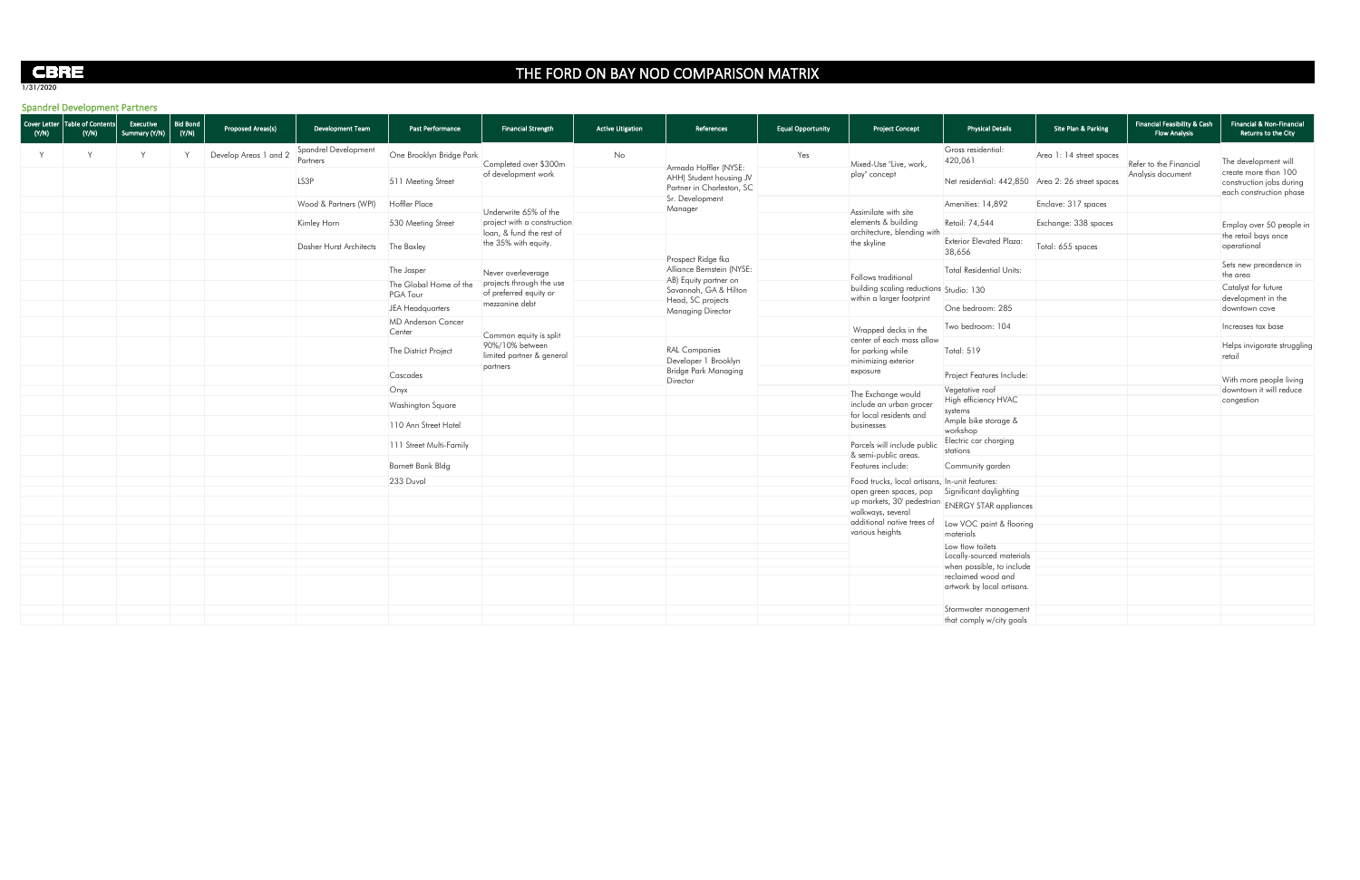CBRE

1/31/2020

# THE FORD ON BAY NOD COMPARISON MATRIX

## Spandrel Development Partners

| Cover Letter (Y/N) | Table of Contents (Y/N) | Executive Summary (Y/N) | Bid Bond (Y/N) | Proposed Areas(s) | Development Team | Past Performance | Financial Strength | Active Litigation | References | Equal Opportunity | Project Concept | Physical Details | Site Plan & Parking | Financial Feasibility & Cash Flow Analysis | Financial & Non-Financial Returns to the City |
|---|---|---|---|---|---|---|---|---|---|---|---|---|---|---|---|
| Y | Y | Y | Y | Develop Areas 1 and 2 | Spandrel Development Partners | One Brooklyn Bridge Park | Completed over $300m of development work | No | Armada Hoffler (NYSE: AHH) Student housing JV Partner in Charleston, SC Sr. Development Manager | Yes | Mixed-Use 'Live, work, play' concept | Gross residential: 420,061 | Area 1: 14 street spaces | Refer to the Financial Analysis document | The development will create more than 100 construction jobs during each construction phase |
| | | | | | LS3P | 511 Meeting Street | | | | | | Net residential: 442,850 | Area 2: 26 street spaces | | |
| | | | | | Wood & Partners (WPI) | Hoffler Place | Underwrite 65% of the project with a construction loan, & fund the rest of the 35% with equity. | | | | Assimilate with site elements & building architecture, blending with the skyline | Amenities: 14,892 | Enclave: 317 spaces | | |
| | | | | | Kimley Horn | 530 Meeting Street | | | | | | Retail: 74,544 | Exchange: 338 spaces | | Employ over 50 people in the retail bays once operational |
| | | | | | Dasher Hurst Architects | The Baxley | | | | | | Exterior Elevated Plaza: 38,656 | Total: 655 spaces | | |
| | | | | | | The Jasper | Never overleverage projects through the use of preferred equity or mezzanine debt | | Prospect Ridge fka Alliance Bernstein (NYSE: AB) Equity partner on Savannah, GA & Hilton Head, SC projects Managing Director | | Follows traditional building scaling reductions within a larger footprint | Total Residential Units: | | | Sets new precedence in the area |
| | | | | | | The Global Home of the PGA Tour | | | | | | Studio: 130 | | | Catalyst for future development in the downtown cove |
| | | | | | | JEA Headquarters | | | | | | One bedroom: 285 | | | |
| | | | | | | MD Anderson Cancer Center | Common equity is split 90%/10% between limited partner & general partners | | | | Wrapped decks in the center of each mass allow for parking while minimizing exterior exposure | Two bedroom: 104 | | | Increases tax base |
| | | | | | | The District Project | | | RAL Companies Developer 1 Brooklyn Bridge Park Managing Director | | | Total: 519 | | | Helps invigorate struggling retail |
| | | | | | | Cascades | | | | | | Project Features Include: | | | With more people living downtown it will reduce congestion |
| | | | | | | Onyx | | | | | The Exchange would include an urban grocer for local residents and businesses | Vegetative roof | | | |
| | | | | | | Washington Square | | | | | | High efficiency HVAC systems | | | |
| | | | | | | 110 Ann Street Hotel | | | | | | Ample bike storage & workshop | | | |
| | | | | | | 111 Street Multi-Family | | | | | Parcels will include public & semi-public areas. Features include: | Electric car charging stations | | | |
| | | | | | | Barnett Bank Bldg | | | | | | Community garden | | | |
| | | | | | | 233 Duval | | | | | Food trucks, local artisans, open green spaces, pop up markets, 30' pedestrian walkways, several additional native trees of various heights | In-unit features: | | | |
| | | | | | | | | | | | | Significant daylighting | | | |
| | | | | | | | | | | | | ENERGY STAR appliances | | | |
| | | | | | | | | | | | | Low VOC paint & flooring materials | | | |
| | | | | | | | | | | | | Low flow toilets | | | |
| | | | | | | | | | | | | Locally-sourced materials when possible, to include reclaimed wood and artwork by local artisans. | | | |
| | | | | | | | | | | | | Stormwater management that comply w/city goals | | | |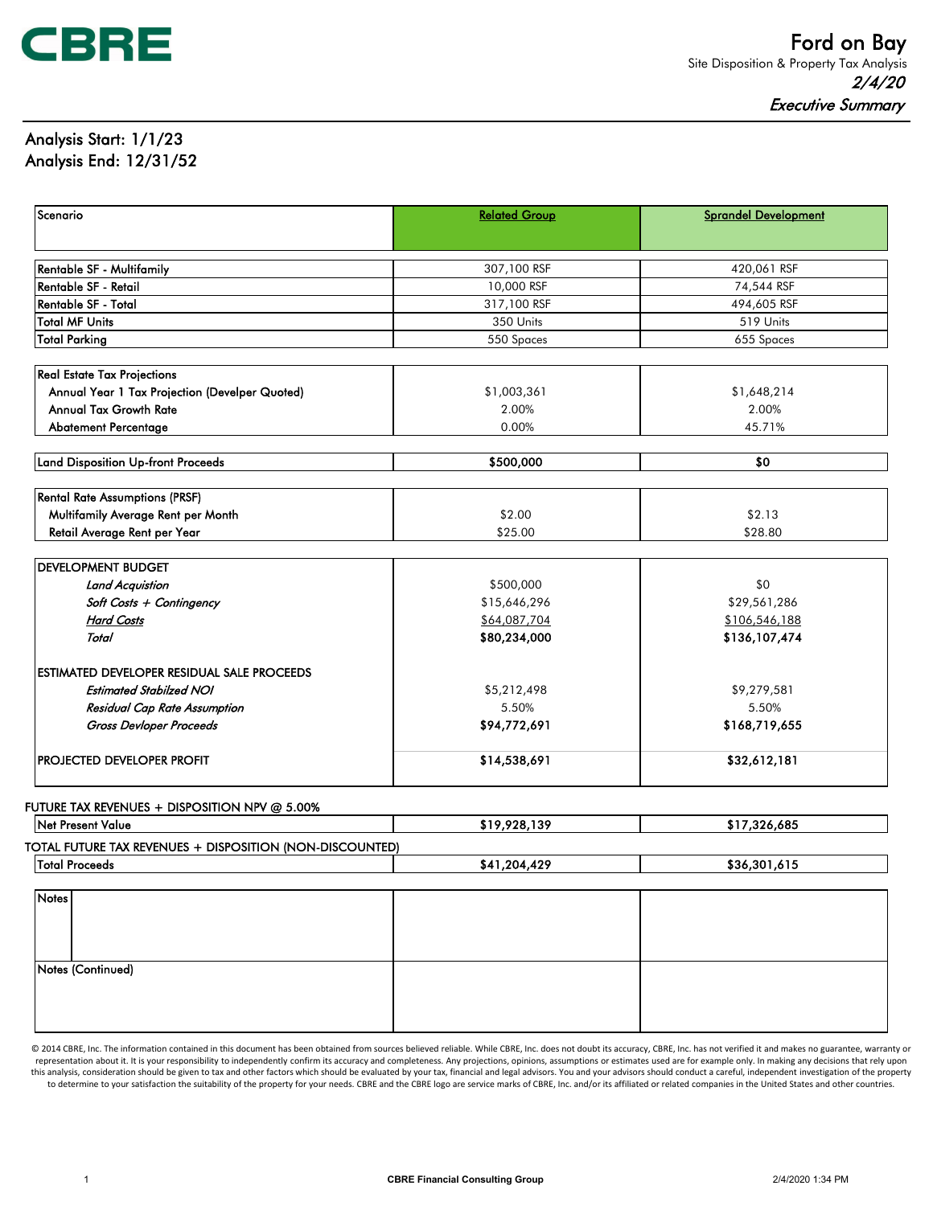CBRE

# Ford on Bay

Site Disposition & Property Tax Analysis

*2/4/20*

*Executive Summary*

Analysis Start: 1/1/23
Analysis End: 12/31/52

| Scenario | Related Group | Sprandel Development |
|---|---|---|
| Rentable SF - Multifamily | 307,100 RSF | 420,061 RSF |
| Rentable SF - Retail | 10,000 RSF | 74,544 RSF |
| Rentable SF - Total | 317,100 RSF | 494,605 RSF |
| Total MF Units | 350 Units | 519 Units |
| Total Parking | 550 Spaces | 655 Spaces |
| **Real Estate Tax Projections** | | |
| Annual Year 1 Tax Projection (Develper Quoted) | $1,003,361 | $1,648,214 |
| Annual Tax Growth Rate | 2.00% | 2.00% |
| Abatement Percentage | 0.00% | 45.71% |
| Land Disposition Up-front Proceeds | **$500,000** | **$0** |
| **Rental Rate Assumptions (PRSF)** | | |
| Multifamily Average Rent per Month | $2.00 | $2.13 |
| Retail Average Rent per Year | $25.00 | $28.80 |
| **DEVELOPMENT BUDGET** | | |
| *Land Acquistion* | $500,000 | $0 |
| *Soft Costs + Contingency* | $15,646,296 | $29,561,286 |
| *Hard Costs* | $64,087,704 | $106,546,188 |
| *Total* | **$80,234,000** | **$136,107,474** |
| **ESTIMATED DEVELOPER RESIDUAL SALE PROCEEDS** | | |
| *Estimated Stabilzed NOI* | $5,212,498 | $9,279,581 |
| *Residual Cap Rate Assumption* | 5.50% | 5.50% |
| *Gross Devloper Proceeds* | **$94,772,691** | **$168,719,655** |
| **PROJECTED DEVELOPER PROFIT** | **$14,538,691** | **$32,612,181** |

FUTURE TAX REVENUES + DISPOSITION NPV @ 5.00%

| | Related Group | Sprandel Development |
|---|---|---|
| Net Present Value | **$19,928,139** | **$17,326,685** |

TOTAL FUTURE TAX REVENUES + DISPOSITION (NON-DISCOUNTED)

| | Related Group | Sprandel Development |
|---|---|---|
| Total Proceeds | **$41,204,429** | **$36,301,615** |

| Notes | | |
|---|---|---|
| Notes (Continued) | | |

© 2014 CBRE, Inc. The information contained in this document has been obtained from sources believed reliable. While CBRE, Inc. does not doubt its accuracy, CBRE, Inc. has not verified it and makes no guarantee, warranty or representation about it. It is your responsibility to independently confirm its accuracy and completeness. Any projections, opinions, assumptions or estimates used are for example only. In making any decisions that rely upon this analysis, consideration should be given to tax and other factors which should be evaluated by your tax, financial and legal advisors. You and your advisors should conduct a careful, independent investigation of the property to determine to your satisfaction the suitability of the property for your needs. CBRE and the CBRE logo are service marks of CBRE, Inc. and/or its affiliated or related companies in the United States and other countries.

CBRE Financial Consulting Group

2/4/2020 1:34 PM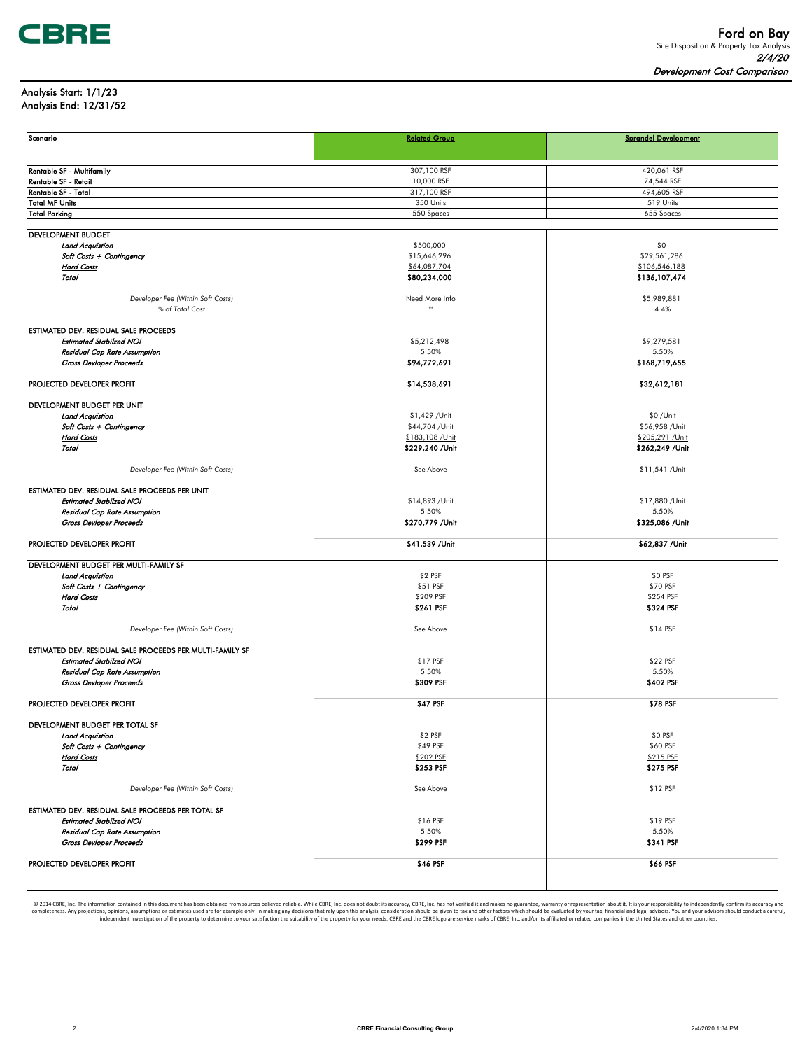# Ford on Bay

Site Disposition & Property Tax Analysis

*2/4/20*

*Development Cost Comparison*

Analysis Start: 1/1/23
Analysis End: 12/31/52

| Scenario | Related Group | Sprandel Development |
|---|---|---|
| Rentable SF - Multifamily | 307,100 RSF | 420,061 RSF |
| Rentable SF - Retail | 10,000 RSF | 74,544 RSF |
| Rentable SF - Total | 317,100 RSF | 494,605 RSF |
| Total MF Units | 350 Units | 519 Units |
| Total Parking | 550 Spaces | 655 Spaces |
| **DEVELOPMENT BUDGET** | | |
| *Land Acquistion* | $500,000 | $0 |
| *Soft Costs + Contingency* | $15,646,296 | $29,561,286 |
| *Hard Costs* | $64,087,704 | $106,546,188 |
| *Total* | **$80,234,000** | **$136,107,474** |
| *Developer Fee (Within Soft Costs)* | Need More Info | $5,989,881 |
| *% of Total Cost* | "" | 4.4% |
| **ESTIMATED DEV. RESIDUAL SALE PROCEEDS** | | |
| *Estimated Stabilzed NOI* | $5,212,498 | $9,279,581 |
| *Residual Cap Rate Assumption* | 5.50% | 5.50% |
| *Gross Devloper Proceeds* | **$94,772,691** | **$168,719,655** |
| **PROJECTED DEVELOPER PROFIT** | **$14,538,691** | **$32,612,181** |
| **DEVELOPMENT BUDGET PER UNIT** | | |
| *Land Acquistion* | $1,429 /Unit | $0 /Unit |
| *Soft Costs + Contingency* | $44,704 /Unit | $56,958 /Unit |
| *Hard Costs* | $183,108 /Unit | $205,291 /Unit |
| *Total* | **$229,240 /Unit** | **$262,249 /Unit** |
| *Developer Fee (Within Soft Costs)* | See Above | $11,541 /Unit |
| **ESTIMATED DEV. RESIDUAL SALE PROCEEDS PER UNIT** | | |
| *Estimated Stabilzed NOI* | $14,893 /Unit | $17,880 /Unit |
| *Residual Cap Rate Assumption* | 5.50% | 5.50% |
| *Gross Devloper Proceeds* | **$270,779 /Unit** | **$325,086 /Unit** |
| **PROJECTED DEVELOPER PROFIT** | **$41,539 /Unit** | **$62,837 /Unit** |
| **DEVELOPMENT BUDGET PER MULTI-FAMILY SF** | | |
| *Land Acquistion* | $2 PSF | $0 PSF |
| *Soft Costs + Contingency* | $51 PSF | $70 PSF |
| *Hard Costs* | $209 PSF | $254 PSF |
| *Total* | **$261 PSF** | **$324 PSF** |
| *Developer Fee (Within Soft Costs)* | See Above | $14 PSF |
| **ESTIMATED DEV. RESIDUAL SALE PROCEEDS PER MULTI-FAMILY SF** | | |
| *Estimated Stabilzed NOI* | $17 PSF | $22 PSF |
| *Residual Cap Rate Assumption* | 5.50% | 5.50% |
| *Gross Devloper Proceeds* | **$309 PSF** | **$402 PSF** |
| **PROJECTED DEVELOPER PROFIT** | **$47 PSF** | **$78 PSF** |
| **DEVELOPMENT BUDGET PER TOTAL SF** | | |
| *Land Acquistion* | $2 PSF | $0 PSF |
| *Soft Costs + Contingency* | $49 PSF | $60 PSF |
| *Hard Costs* | $202 PSF | $215 PSF |
| *Total* | **$253 PSF** | **$275 PSF** |
| *Developer Fee (Within Soft Costs)* | See Above | $12 PSF |
| **ESTIMATED DEV. RESIDUAL SALE PROCEEDS PER TOTAL SF** | | |
| *Estimated Stabilzed NOI* | $16 PSF | $19 PSF |
| *Residual Cap Rate Assumption* | 5.50% | 5.50% |
| *Gross Devloper Proceeds* | **$299 PSF** | **$341 PSF** |
| **PROJECTED DEVELOPER PROFIT** | **$46 PSF** | **$66 PSF** |

© 2014 CBRE, Inc. The information contained in this document has been obtained from sources believed reliable. While CBRE, Inc. does not doubt its accuracy, CBRE, Inc. has not verified it and makes no guarantee, warranty or representation about it. It is your responsibility to independently confirm its accuracy and completeness. Any projections, opinions, assumptions or estimates used are for example only. In making any decisions that rely upon this analysis, consideration should be given to tax and other factors which should be evaluated by your tax, financial and legal advisors. You and your advisors should conduct a careful, independent investigation of the property to determine to your satisfaction the suitability of the property for your needs. CBRE and the CBRE logo are service marks of CBRE, Inc. and/or its affiliated or related companies in the United States and other countries.

CBRE Financial Consulting Group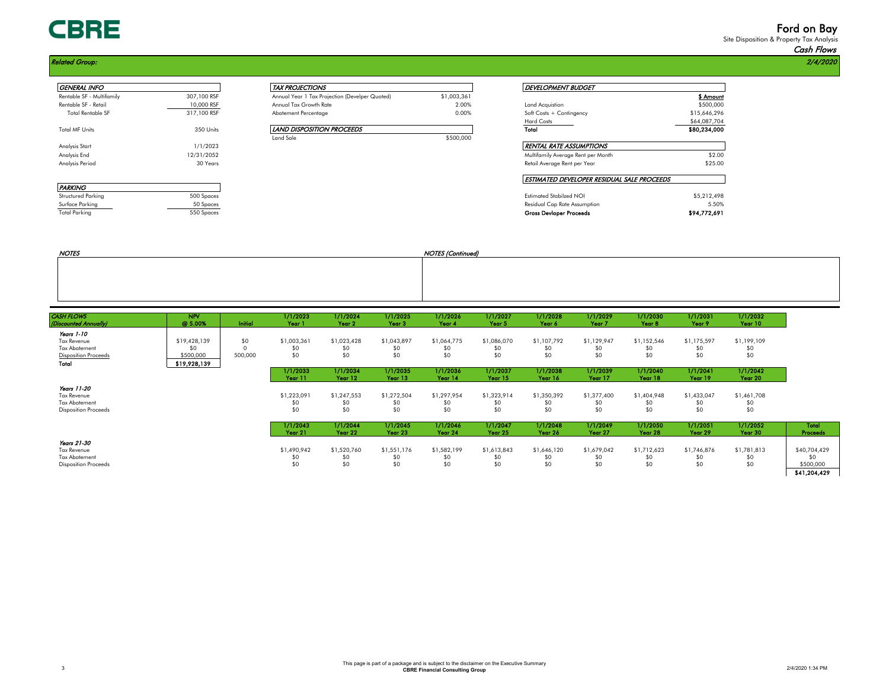# Ford on Bay

Site Disposition & Property Tax Analysis

*Cash Flows*

***Related Group:*** ***2/4/2020***

| *GENERAL INFO* | |
|---|---|
| Rentable SF - Multifamily | 307,100 RSF |
| Rentable SF - Retail | 10,000 RSF |
| Total Rentable SF | 317,100 RSF |
| Total MF Units | 350 Units |
| Analysis Start | 1/1/2023 |
| Analysis End | 12/31/2052 |
| Analysis Period | 30 Years |

| *PARKING* | |
|---|---|
| Structured Parking | 500 Spaces |
| Surface Parking | 50 Spaces |
| Total Parking | 550 Spaces |

| *TAX PROJECTIONS* | |
|---|---|
| Annual Year 1 Tax Projection (Develper Quoted) | $1,003,361 |
| Annual Tax Growth Rate | 2.00% |
| Abatement Percentage | 0.00% |

| *LAND DISPOSITION PROCEEDS* | |
|---|---|
| Land Sale | $500,000 |

| *DEVELOPMENT BUDGET* | $ Amount |
|---|---|
| Land Acquistion | $500,000 |
| Soft Costs + Contingency | $15,646,296 |
| Hard Costs | $64,087,704 |
| **Total** | **$80,234,000** |

| *RENTAL RATE ASSUMPTIONS* | |
|---|---|
| Multifamily Average Rent per Month | $2.00 |
| Retail Average Rent per Year | $25.00 |

| *ESTIMATED DEVELOPER RESIDUAL SALE PROCEEDS* | |
|---|---|
| Estimated Stabilzed NOI | $5,212,498 |
| Residual Cap Rate Assumption | 5.50% |
| **Gross Devloper Proceeds** | **$94,772,691** |

*NOTES*

*NOTES (Continued)*

| *CASH FLOWS (Discounted Annually)* | NPV @ 5.00% | Initial | 1/1/2023 Year 1 | 1/1/2024 Year 2 | 1/1/2025 Year 3 | 1/1/2026 Year 4 | 1/1/2027 Year 5 | 1/1/2028 Year 6 | 1/1/2029 Year 7 | 1/1/2030 Year 8 | 1/1/2031 Year 9 | 1/1/2032 Year 10 | |
|---|---|---|---|---|---|---|---|---|---|---|---|---|---|
| *Years 1-10* | | | | | | | | | | | | | |
| Tax Revenue | $19,428,139 | $0 | $1,003,361 | $1,023,428 | $1,043,897 | $1,064,775 | $1,086,070 | $1,107,792 | $1,129,947 | $1,152,546 | $1,175,597 | $1,199,109 | |
| Tax Abatement | $0 | 0 | $0 | $0 | $0 | $0 | $0 | $0 | $0 | $0 | $0 | $0 | |
| Disposition Proceeds | $500,000 | 500,000 | $0 | $0 | $0 | $0 | $0 | $0 | $0 | $0 | $0 | $0 | |
| **Total** | **$19,928,139** | | | | | | | | | | | | |
| | | | **1/1/2033 Year 11** | **1/1/2034 Year 12** | **1/1/2035 Year 13** | **1/1/2036 Year 14** | **1/1/2037 Year 15** | **1/1/2038 Year 16** | **1/1/2039 Year 17** | **1/1/2040 Year 18** | **1/1/2041 Year 19** | **1/1/2042 Year 20** | |
| *Years 11-20* | | | | | | | | | | | | | |
| Tax Revenue | | | $1,223,091 | $1,247,553 | $1,272,504 | $1,297,954 | $1,323,914 | $1,350,392 | $1,377,400 | $1,404,948 | $1,433,047 | $1,461,708 | |
| Tax Abatement | | | $0 | $0 | $0 | $0 | $0 | $0 | $0 | $0 | $0 | $0 | |
| Disposition Proceeds | | | $0 | $0 | $0 | $0 | $0 | $0 | $0 | $0 | $0 | $0 | |
| | | | **1/1/2043 Year 21** | **1/1/2044 Year 22** | **1/1/2045 Year 23** | **1/1/2046 Year 24** | **1/1/2047 Year 25** | **1/1/2048 Year 26** | **1/1/2049 Year 27** | **1/1/2050 Year 28** | **1/1/2051 Year 29** | **1/1/2052 Year 30** | **Total Proceeds** |
| *Years 21-30* | | | | | | | | | | | | | |
| Tax Revenue | | | $1,490,942 | $1,520,760 | $1,551,176 | $1,582,199 | $1,613,843 | $1,646,120 | $1,679,042 | $1,712,623 | $1,746,876 | $1,781,813 | $40,704,429 |
| Tax Abatement | | | $0 | $0 | $0 | $0 | $0 | $0 | $0 | $0 | $0 | $0 | $0 |
| Disposition Proceeds | | | $0 | $0 | $0 | $0 | $0 | $0 | $0 | $0 | $0 | $0 | $500,000 |
| | | | | | | | | | | | | | **$41,204,429** |

This page is part of a package and is subject to the disclaimer on the Executive Summary
**CBRE Financial Consulting Group**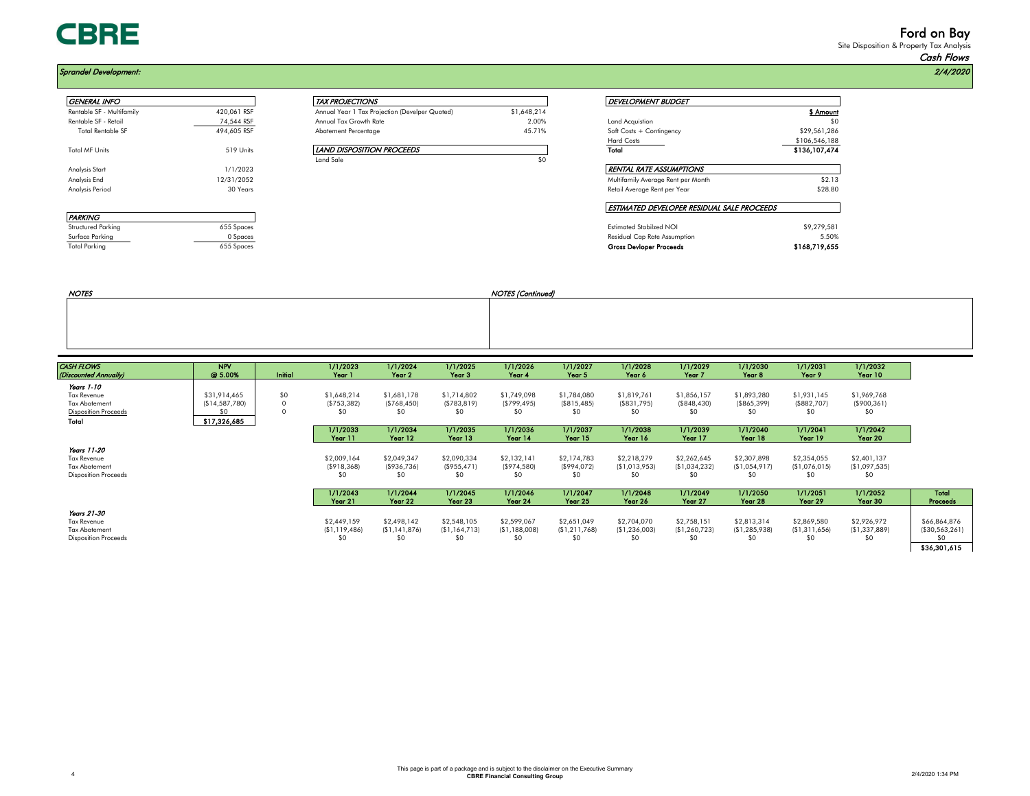**CBRE**

# Ford on Bay

Site Disposition & Property Tax Analysis

*Cash Flows*

*Sprandel Development:* *2/4/2020*

| *GENERAL INFO* | |
|---|---|
| Rentable SF - Multifamily | 420,061 RSF |
| Rentable SF - Retail | 74,544 RSF |
| Total Rentable SF | 494,605 RSF |
| Total MF Units | 519 Units |
| Analysis Start | 1/1/2023 |
| Analysis End | 12/31/2052 |
| Analysis Period | 30 Years |

| *PARKING* | |
|---|---|
| Structured Parking | 655 Spaces |
| Surface Parking | 0 Spaces |
| Total Parking | 655 Spaces |

| *TAX PROJECTIONS* | |
|---|---|
| Annual Year 1 Tax Projection (Develper Quoted) | $1,648,214 |
| Annual Tax Growth Rate | 2.00% |
| Abatement Percentage | 45.71% |

| *LAND DISPOSITION PROCEEDS* | |
|---|---|
| Land Sale | $0 |

| *DEVELOPMENT BUDGET* | $ Amount |
|---|---|
| Land Acquistion | $0 |
| Soft Costs + Contingency | $29,561,286 |
| Hard Costs | $106,546,188 |
| **Total** | **$136,107,474** |

| *RENTAL RATE ASSUMPTIONS* | |
|---|---|
| Multifamily Average Rent per Month | $2.13 |
| Retail Average Rent per Year | $28.80 |

| *ESTIMATED DEVELOPER RESIDUAL SALE PROCEEDS* | |
|---|---|
| Estimated Stabilzed NOI | $9,279,581 |
| Residual Cap Rate Assumption | 5.50% |
| **Gross Devloper Proceeds** | **$168,719,655** |

*NOTES*

*NOTES (Continued)*

| *CASH FLOWS (Discounted Annually)* | NPV @ 5.00% | Initial | 1/1/2023 Year 1 | 1/1/2024 Year 2 | 1/1/2025 Year 3 | 1/1/2026 Year 4 | 1/1/2027 Year 5 | 1/1/2028 Year 6 | 1/1/2029 Year 7 | 1/1/2030 Year 8 | 1/1/2031 Year 9 | 1/1/2032 Year 10 | |
|---|---|---|---|---|---|---|---|---|---|---|---|---|---|
| *Years 1-10* | | | | | | | | | | | | | |
| Tax Revenue | $31,914,465 | $0 | $1,648,214 | $1,681,178 | $1,714,802 | $1,749,098 | $1,784,080 | $1,819,761 | $1,856,157 | $1,893,280 | $1,931,145 | $1,969,768 | |
| Tax Abatement | ($14,587,780) | 0 | ($753,382) | ($768,450) | ($783,819) | ($799,495) | ($815,485) | ($831,795) | ($848,430) | ($865,399) | ($882,707) | ($900,361) | |
| Disposition Proceeds | $0 | 0 | $0 | $0 | $0 | $0 | $0 | $0 | $0 | $0 | $0 | $0 | |
| **Total** | **$17,326,685** | | | | | | | | | | | | |
| | | | **1/1/2033 Year 11** | **1/1/2034 Year 12** | **1/1/2035 Year 13** | **1/1/2036 Year 14** | **1/1/2037 Year 15** | **1/1/2038 Year 16** | **1/1/2039 Year 17** | **1/1/2040 Year 18** | **1/1/2041 Year 19** | **1/1/2042 Year 20** | |
| *Years 11-20* | | | | | | | | | | | | | |
| Tax Revenue | | | $2,009,164 | $2,049,347 | $2,090,334 | $2,132,141 | $2,174,783 | $2,218,279 | $2,262,645 | $2,307,898 | $2,354,055 | $2,401,137 | |
| Tax Abatement | | | ($918,368) | ($936,736) | ($955,471) | ($974,580) | ($994,072) | ($1,013,953) | ($1,034,232) | ($1,054,917) | ($1,076,015) | ($1,097,535) | |
| Disposition Proceeds | | | $0 | $0 | $0 | $0 | $0 | $0 | $0 | $0 | $0 | $0 | |
| | | | **1/1/2043 Year 21** | **1/1/2044 Year 22** | **1/1/2045 Year 23** | **1/1/2046 Year 24** | **1/1/2047 Year 25** | **1/1/2048 Year 26** | **1/1/2049 Year 27** | **1/1/2050 Year 28** | **1/1/2051 Year 29** | **1/1/2052 Year 30** | **Total Proceeds** |
| *Years 21-30* | | | | | | | | | | | | | |
| Tax Revenue | | | $2,449,159 | $2,498,142 | $2,548,105 | $2,599,067 | $2,651,049 | $2,704,070 | $2,758,151 | $2,813,314 | $2,869,580 | $2,926,972 | $66,864,876 |
| Tax Abatement | | | ($1,119,486) | ($1,141,876) | ($1,164,713) | ($1,188,008) | ($1,211,768) | ($1,236,003) | ($1,260,723) | ($1,285,938) | ($1,311,656) | ($1,337,889) | ($30,563,261) |
| Disposition Proceeds | | | $0 | $0 | $0 | $0 | $0 | $0 | $0 | $0 | $0 | $0 | $0 |
| | | | | | | | | | | | | | **$36,301,615** |

This page is part of a package and is subject to the disclaimer on the Executive Summary
**CBRE Financial Consulting Group**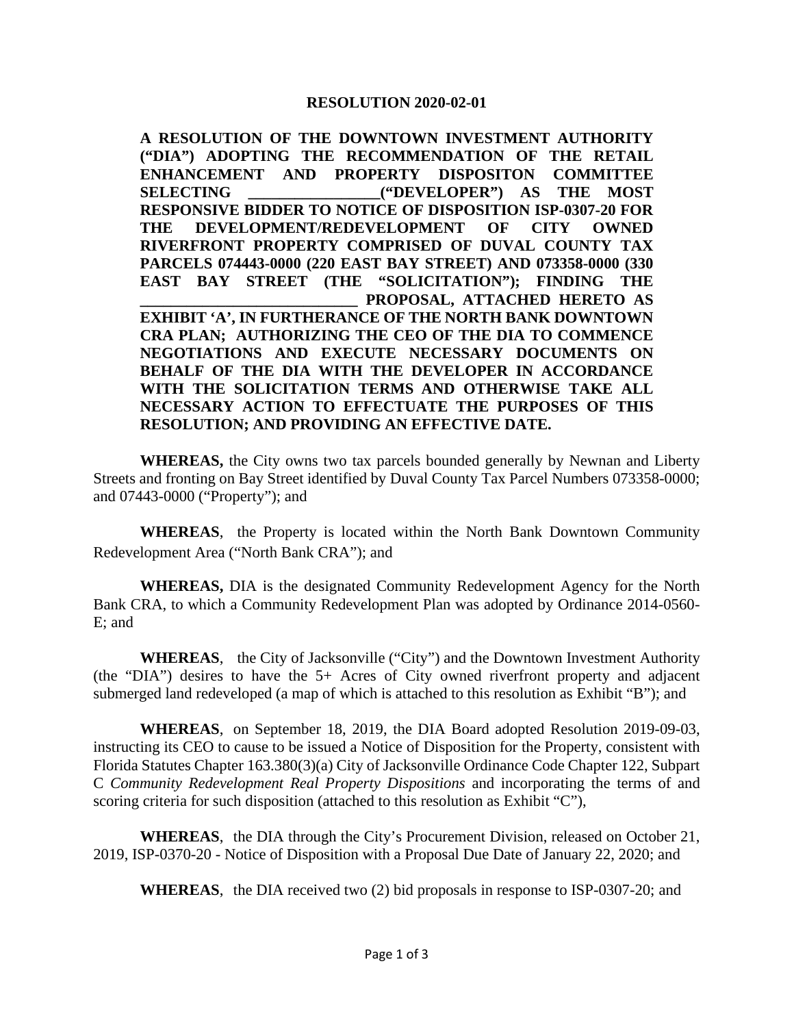**RESOLUTION 2020-02-01**

**A RESOLUTION OF THE DOWNTOWN INVESTMENT AUTHORITY ("DIA") ADOPTING THE RECOMMENDATION OF THE RETAIL ENHANCEMENT AND PROPERTY DISPOSITON COMMITTEE SELECTING \_\_\_\_\_\_\_\_\_\_\_\_\_\_\_\_\_("DEVELOPER") AS THE MOST RESPONSIVE BIDDER TO NOTICE OF DISPOSITION ISP-0307-20 FOR THE DEVELOPMENT/REDEVELOPMENT OF CITY OWNED RIVERFRONT PROPERTY COMPRISED OF DUVAL COUNTY TAX PARCELS 074443-0000 (220 EAST BAY STREET) AND 073358-0000 (330 EAST BAY STREET (THE "SOLICITATION"); FINDING THE \_\_\_\_\_\_\_\_\_\_\_\_\_\_\_\_\_\_\_\_\_\_\_\_\_\_\_\_ PROPOSAL, ATTACHED HERETO AS EXHIBIT 'A', IN FURTHERANCE OF THE NORTH BANK DOWNTOWN CRA PLAN; AUTHORIZING THE CEO OF THE DIA TO COMMENCE NEGOTIATIONS AND EXECUTE NECESSARY DOCUMENTS ON BEHALF OF THE DIA WITH THE DEVELOPER IN ACCORDANCE WITH THE SOLICITATION TERMS AND OTHERWISE TAKE ALL NECESSARY ACTION TO EFFECTUATE THE PURPOSES OF THIS RESOLUTION; AND PROVIDING AN EFFECTIVE DATE.**

**WHEREAS,** the City owns two tax parcels bounded generally by Newnan and Liberty Streets and fronting on Bay Street identified by Duval County Tax Parcel Numbers 073358-0000; and 07443-0000 ("Property"); and

**WHEREAS**, the Property is located within the North Bank Downtown Community Redevelopment Area ("North Bank CRA"); and

**WHEREAS,** DIA is the designated Community Redevelopment Agency for the North Bank CRA, to which a Community Redevelopment Plan was adopted by Ordinance 2014-0560-E; and

**WHEREAS**, the City of Jacksonville ("City") and the Downtown Investment Authority (the "DIA") desires to have the 5+ Acres of City owned riverfront property and adjacent submerged land redeveloped (a map of which is attached to this resolution as Exhibit "B"); and

**WHEREAS**, on September 18, 2019, the DIA Board adopted Resolution 2019-09-03, instructing its CEO to cause to be issued a Notice of Disposition for the Property, consistent with Florida Statutes Chapter 163.380(3)(a) City of Jacksonville Ordinance Code Chapter 122, Subpart C *Community Redevelopment Real Property Dispositions* and incorporating the terms of and scoring criteria for such disposition (attached to this resolution as Exhibit "C"),

**WHEREAS**, the DIA through the City's Procurement Division, released on October 21, 2019, ISP-0370-20 - Notice of Disposition with a Proposal Due Date of January 22, 2020; and

**WHEREAS**, the DIA received two (2) bid proposals in response to ISP-0307-20; and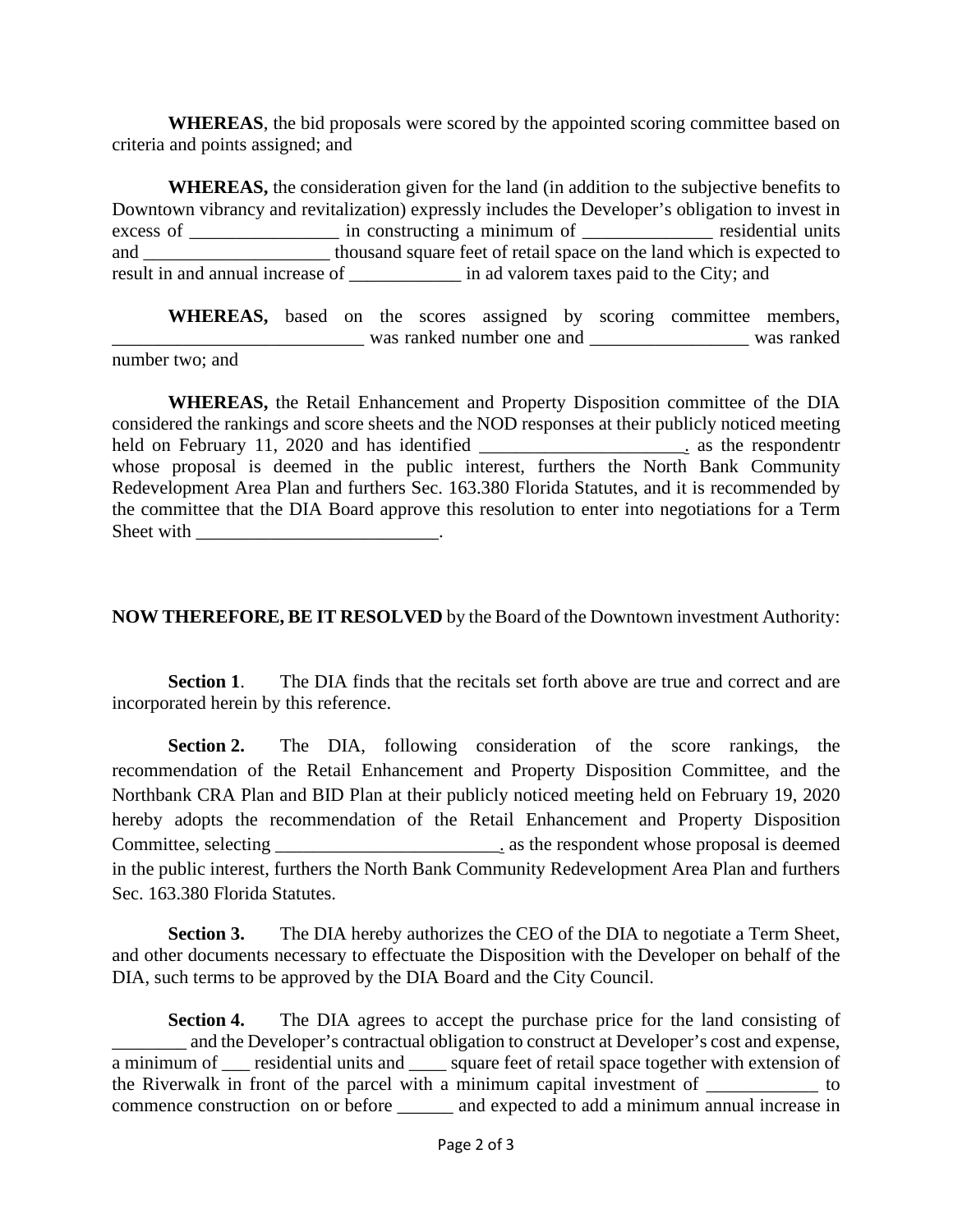**WHEREAS**, the bid proposals were scored by the appointed scoring committee based on criteria and points assigned; and

**WHEREAS,** the consideration given for the land (in addition to the subjective benefits to Downtown vibrancy and revitalization) expressly includes the Developer's obligation to invest in excess of ________________ in constructing a minimum of ______________ residential units and ____________________ thousand square feet of retail space on the land which is expected to result in and annual increase of ____________ in ad valorem taxes paid to the City; and

**WHEREAS,** based on the scores assigned by scoring committee members, ___________________________ was ranked number one and _________________ was ranked number two; and

**WHEREAS,** the Retail Enhancement and Property Disposition committee of the DIA considered the rankings and score sheets and the NOD responses at their publicly noticed meeting held on February 11, 2020 and has identified ______________________. as the respondentr whose proposal is deemed in the public interest, furthers the North Bank Community Redevelopment Area Plan and furthers Sec. 163.380 Florida Statutes, and it is recommended by the committee that the DIA Board approve this resolution to enter into negotiations for a Term Sheet with __________________________.

**NOW THEREFORE, BE IT RESOLVED** by the Board of the Downtown investment Authority:

**Section 1**. The DIA finds that the recitals set forth above are true and correct and are incorporated herein by this reference.

**Section 2.** The DIA, following consideration of the score rankings, the recommendation of the Retail Enhancement and Property Disposition Committee, and the Northbank CRA Plan and BID Plan at their publicly noticed meeting held on February 19, 2020 hereby adopts the recommendation of the Retail Enhancement and Property Disposition Committee, selecting ________________________. as the respondent whose proposal is deemed in the public interest, furthers the North Bank Community Redevelopment Area Plan and furthers Sec. 163.380 Florida Statutes.

**Section 3.** The DIA hereby authorizes the CEO of the DIA to negotiate a Term Sheet, and other documents necessary to effectuate the Disposition with the Developer on behalf of the DIA, such terms to be approved by the DIA Board and the City Council.

**Section 4.** The DIA agrees to accept the purchase price for the land consisting of ________ and the Developer's contractual obligation to construct at Developer's cost and expense, a minimum of ___ residential units and ____ square feet of retail space together with extension of the Riverwalk in front of the parcel with a minimum capital investment of ____________ to commence construction on or before ______ and expected to add a minimum annual increase in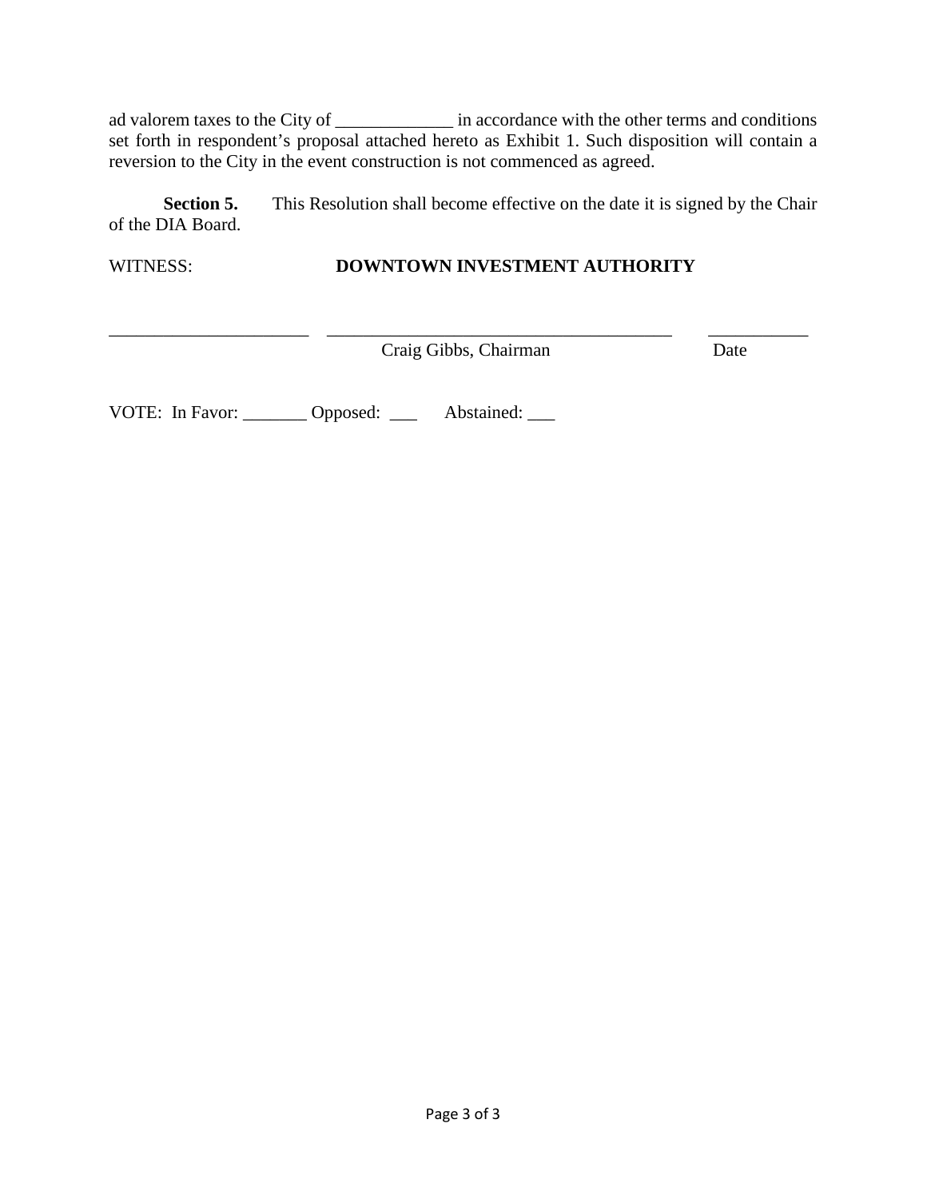ad valorem taxes to the City of _____________ in accordance with the other terms and conditions set forth in respondent's proposal attached hereto as Exhibit 1. Such disposition will contain a reversion to the City in the event construction is not commenced as agreed.

**Section 5.** This Resolution shall become effective on the date it is signed by the Chair of the DIA Board.

WITNESS: **DOWNTOWN INVESTMENT AUTHORITY**

______________________ ______________________________________ ___________

Craig Gibbs, Chairman Date

VOTE: In Favor: _______ Opposed: ___ Abstained: ___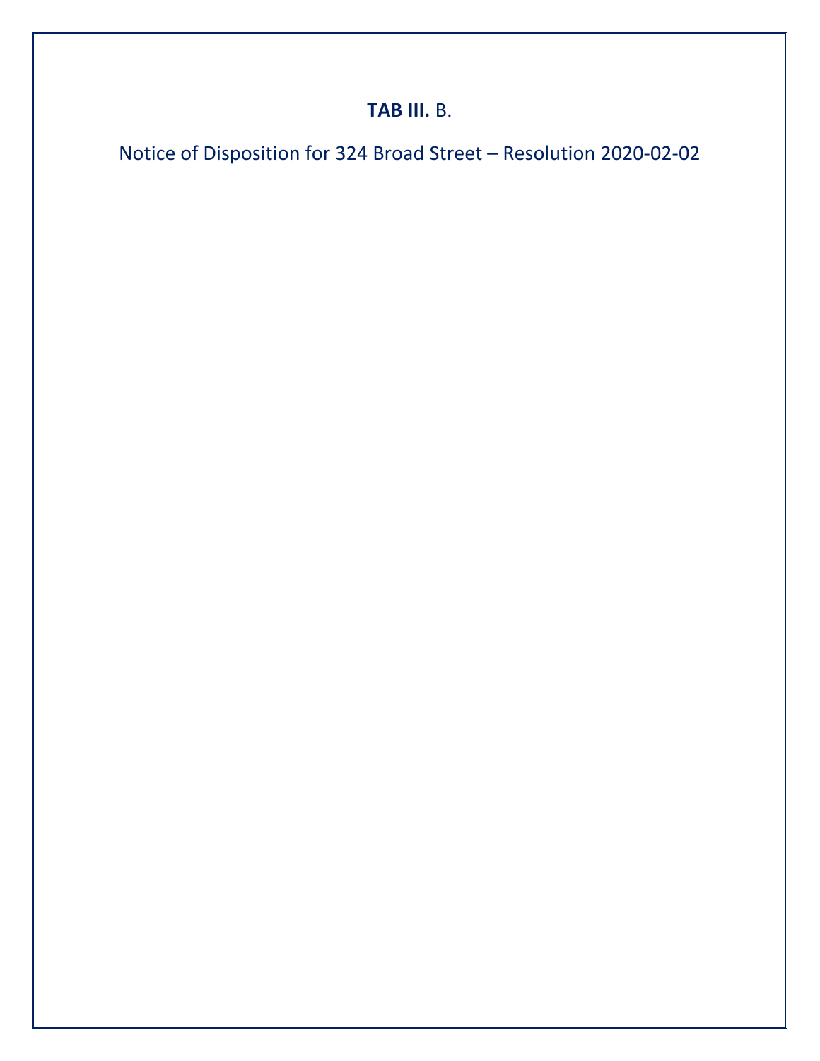# **TAB III.** B.

Notice of Disposition for 324 Broad Street – Resolution 2020-02-02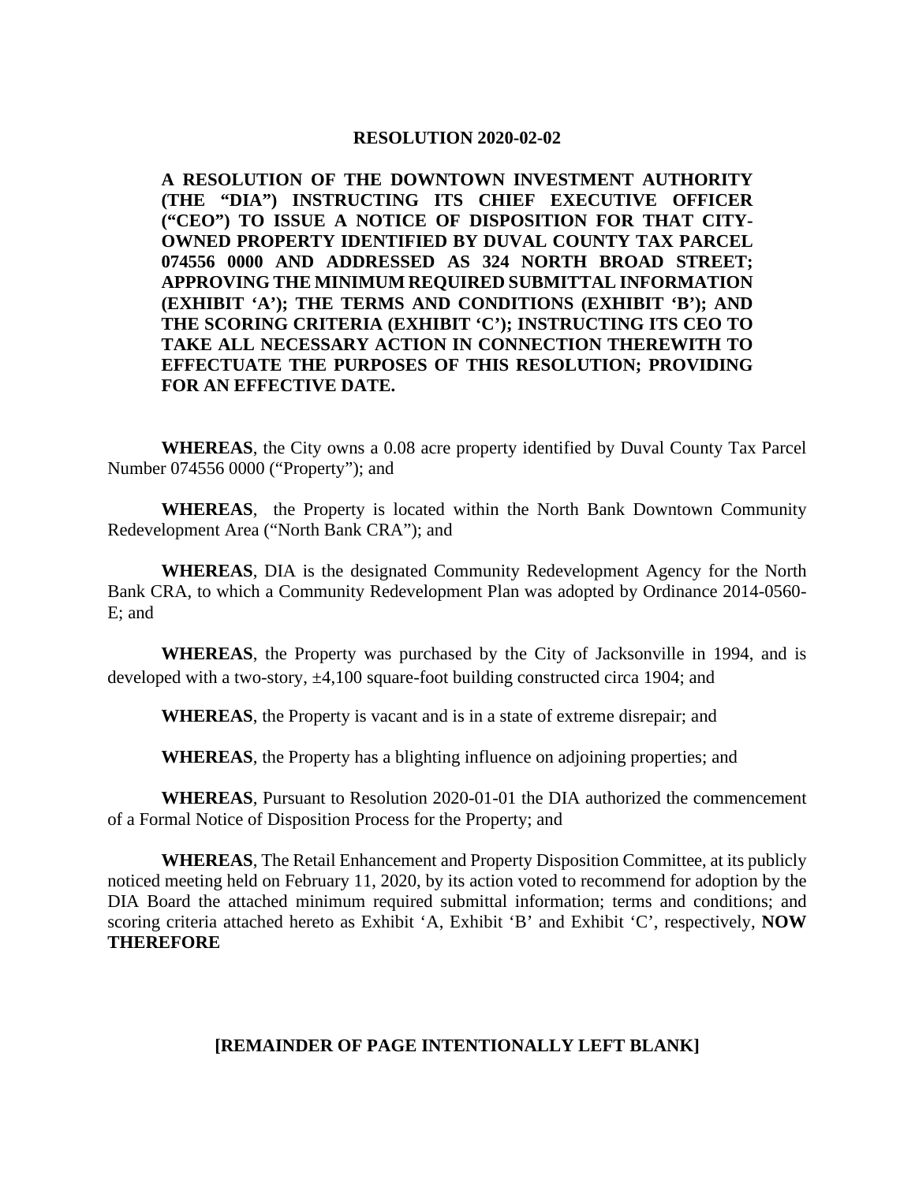# RESOLUTION 2020-02-02

**A RESOLUTION OF THE DOWNTOWN INVESTMENT AUTHORITY (THE "DIA") INSTRUCTING ITS CHIEF EXECUTIVE OFFICER ("CEO") TO ISSUE A NOTICE OF DISPOSITION FOR THAT CITY-OWNED PROPERTY IDENTIFIED BY DUVAL COUNTY TAX PARCEL 074556 0000 AND ADDRESSED AS 324 NORTH BROAD STREET; APPROVING THE MINIMUM REQUIRED SUBMITTAL INFORMATION (EXHIBIT 'A'); THE TERMS AND CONDITIONS (EXHIBIT 'B'); AND THE SCORING CRITERIA (EXHIBIT 'C'); INSTRUCTING ITS CEO TO TAKE ALL NECESSARY ACTION IN CONNECTION THEREWITH TO EFFECTUATE THE PURPOSES OF THIS RESOLUTION; PROVIDING FOR AN EFFECTIVE DATE.**

**WHEREAS**, the City owns a 0.08 acre property identified by Duval County Tax Parcel Number 074556 0000 ("Property"); and

**WHEREAS**, the Property is located within the North Bank Downtown Community Redevelopment Area ("North Bank CRA"); and

**WHEREAS**, DIA is the designated Community Redevelopment Agency for the North Bank CRA, to which a Community Redevelopment Plan was adopted by Ordinance 2014-0560-E; and

**WHEREAS**, the Property was purchased by the City of Jacksonville in 1994, and is developed with a two-story, ±4,100 square-foot building constructed circa 1904; and

**WHEREAS**, the Property is vacant and is in a state of extreme disrepair; and

**WHEREAS**, the Property has a blighting influence on adjoining properties; and

**WHEREAS**, Pursuant to Resolution 2020-01-01 the DIA authorized the commencement of a Formal Notice of Disposition Process for the Property; and

**WHEREAS**, The Retail Enhancement and Property Disposition Committee, at its publicly noticed meeting held on February 11, 2020, by its action voted to recommend for adoption by the DIA Board the attached minimum required submittal information; terms and conditions; and scoring criteria attached hereto as Exhibit 'A, Exhibit 'B' and Exhibit 'C', respectively, **NOW THEREFORE**

**[REMAINDER OF PAGE INTENTIONALLY LEFT BLANK]**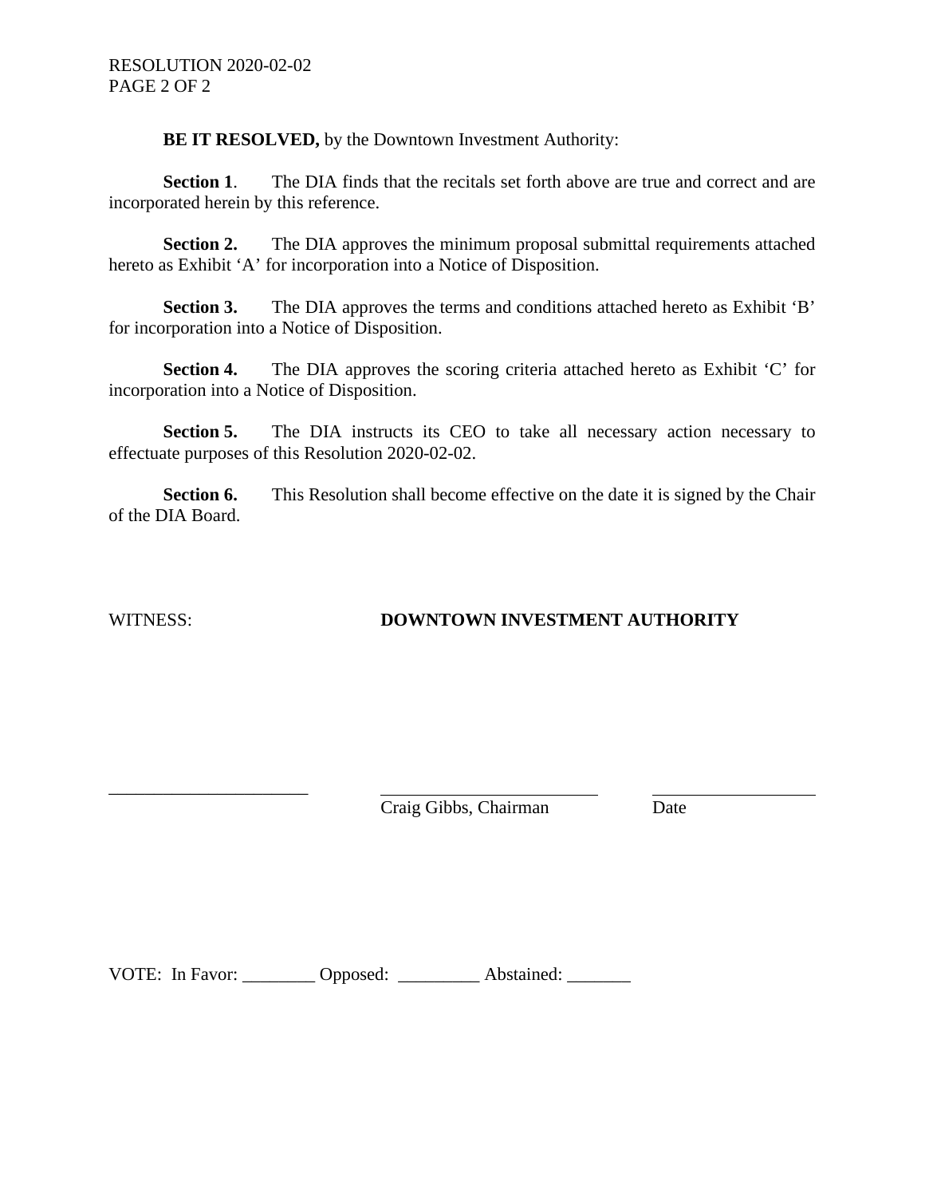**BE IT RESOLVED,** by the Downtown Investment Authority:

**Section 1**. The DIA finds that the recitals set forth above are true and correct and are incorporated herein by this reference.

**Section 2.** The DIA approves the minimum proposal submittal requirements attached hereto as Exhibit 'A' for incorporation into a Notice of Disposition.

**Section 3.** The DIA approves the terms and conditions attached hereto as Exhibit 'B' for incorporation into a Notice of Disposition.

**Section 4.** The DIA approves the scoring criteria attached hereto as Exhibit 'C' for incorporation into a Notice of Disposition.

**Section 5.** The DIA instructs its CEO to take all necessary action necessary to effectuate purposes of this Resolution 2020-02-02.

**Section 6.** This Resolution shall become effective on the date it is signed by the Chair of the DIA Board.

WITNESS: **DOWNTOWN INVESTMENT AUTHORITY**

______________________ ________________________ __________________

Craig Gibbs, Chairman Date

VOTE: In Favor: ________ Opposed: _________ Abstained: _______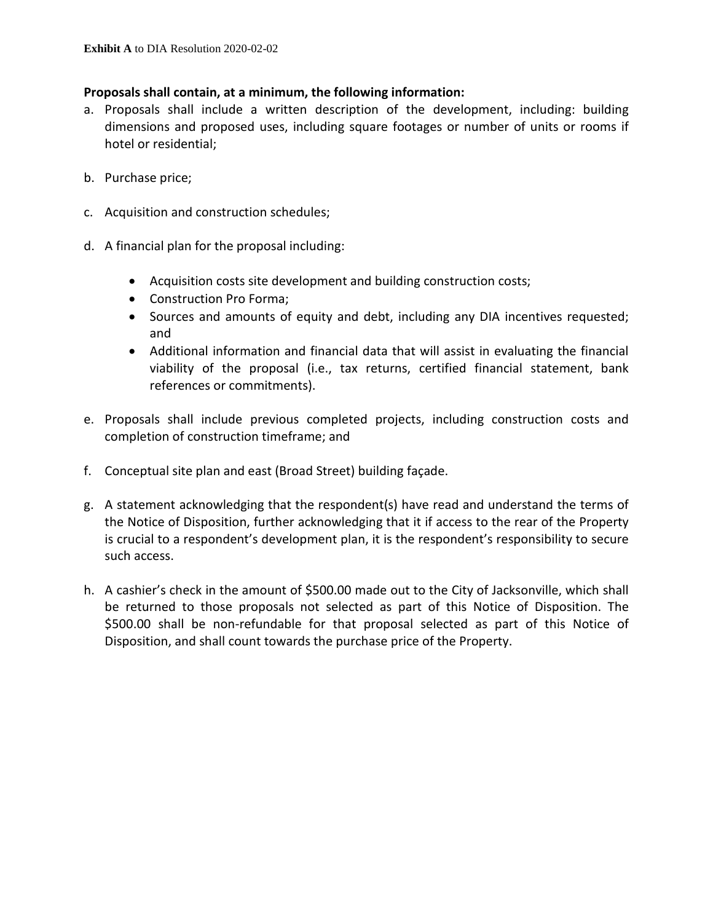**Exhibit A** to DIA Resolution 2020-02-02

**Proposals shall contain, at a minimum, the following information:**

a. Proposals shall include a written description of the development, including: building dimensions and proposed uses, including square footages or number of units or rooms if hotel or residential;

b. Purchase price;

c. Acquisition and construction schedules;

d. A financial plan for the proposal including:

   - Acquisition costs site development and building construction costs;
   - Construction Pro Forma;
   - Sources and amounts of equity and debt, including any DIA incentives requested; and
   - Additional information and financial data that will assist in evaluating the financial viability of the proposal (i.e., tax returns, certified financial statement, bank references or commitments).

e. Proposals shall include previous completed projects, including construction costs and completion of construction timeframe; and

f. Conceptual site plan and east (Broad Street) building façade.

g. A statement acknowledging that the respondent(s) have read and understand the terms of the Notice of Disposition, further acknowledging that it if access to the rear of the Property is crucial to a respondent's development plan, it is the respondent's responsibility to secure such access.

h. A cashier's check in the amount of $500.00 made out to the City of Jacksonville, which shall be returned to those proposals not selected as part of this Notice of Disposition. The $500.00 shall be non-refundable for that proposal selected as part of this Notice of Disposition, and shall count towards the purchase price of the Property.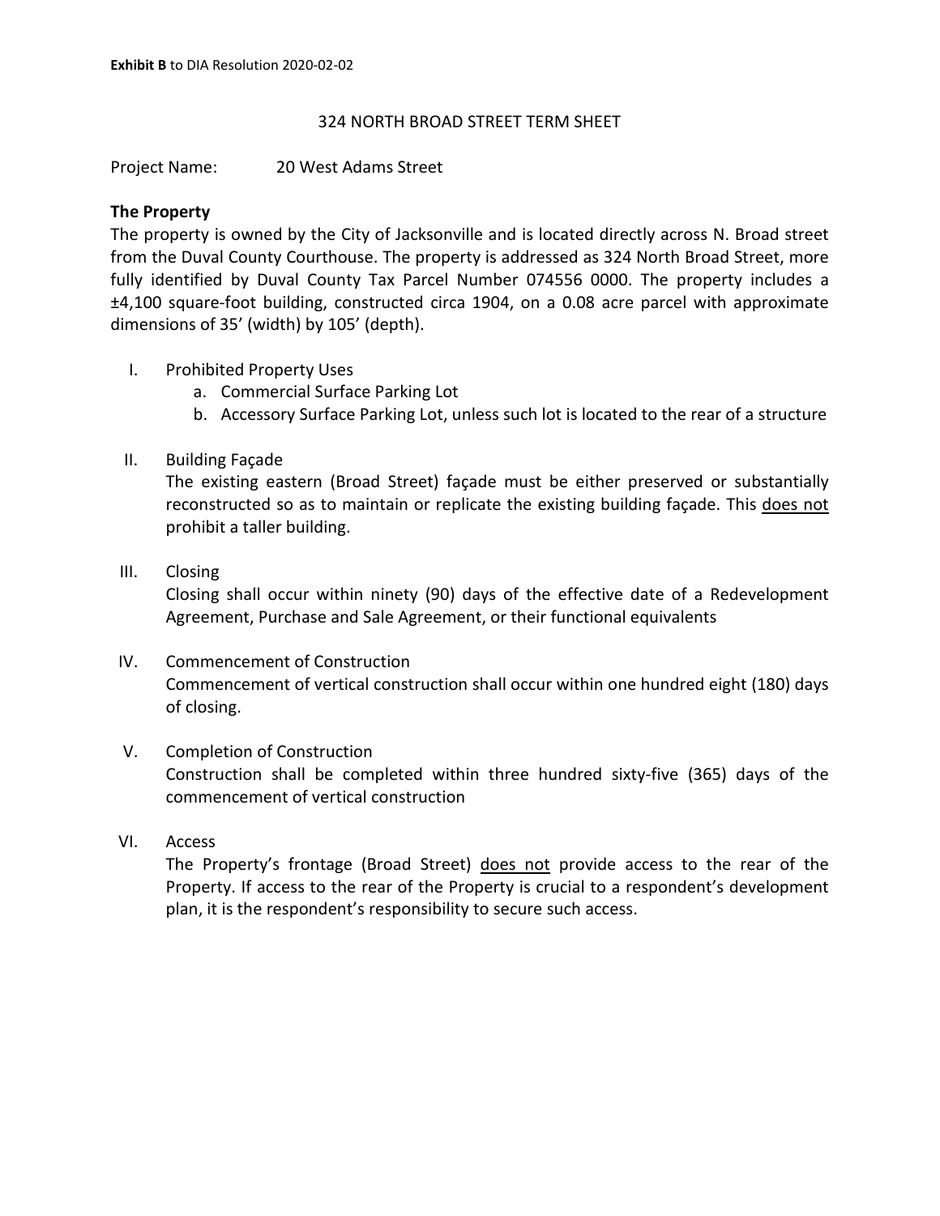**Exhibit B** to DIA Resolution 2020-02-02

# 324 NORTH BROAD STREET TERM SHEET

Project Name: 20 West Adams Street

**The Property**

The property is owned by the City of Jacksonville and is located directly across N. Broad street from the Duval County Courthouse. The property is addressed as 324 North Broad Street, more fully identified by Duval County Tax Parcel Number 074556 0000. The property includes a ±4,100 square-foot building, constructed circa 1904, on a 0.08 acre parcel with approximate dimensions of 35' (width) by 105' (depth).

I. Prohibited Property Uses
   a. Commercial Surface Parking Lot
   b. Accessory Surface Parking Lot, unless such lot is located to the rear of a structure

II. Building Façade
   The existing eastern (Broad Street) façade must be either preserved or substantially reconstructed so as to maintain or replicate the existing building façade. This does not prohibit a taller building.

III. Closing
   Closing shall occur within ninety (90) days of the effective date of a Redevelopment Agreement, Purchase and Sale Agreement, or their functional equivalents

IV. Commencement of Construction
   Commencement of vertical construction shall occur within one hundred eight (180) days of closing.

V. Completion of Construction
   Construction shall be completed within three hundred sixty-five (365) days of the commencement of vertical construction

VI. Access
   The Property's frontage (Broad Street) does not provide access to the rear of the Property. If access to the rear of the Property is crucial to a respondent's development plan, it is the respondent's responsibility to secure such access.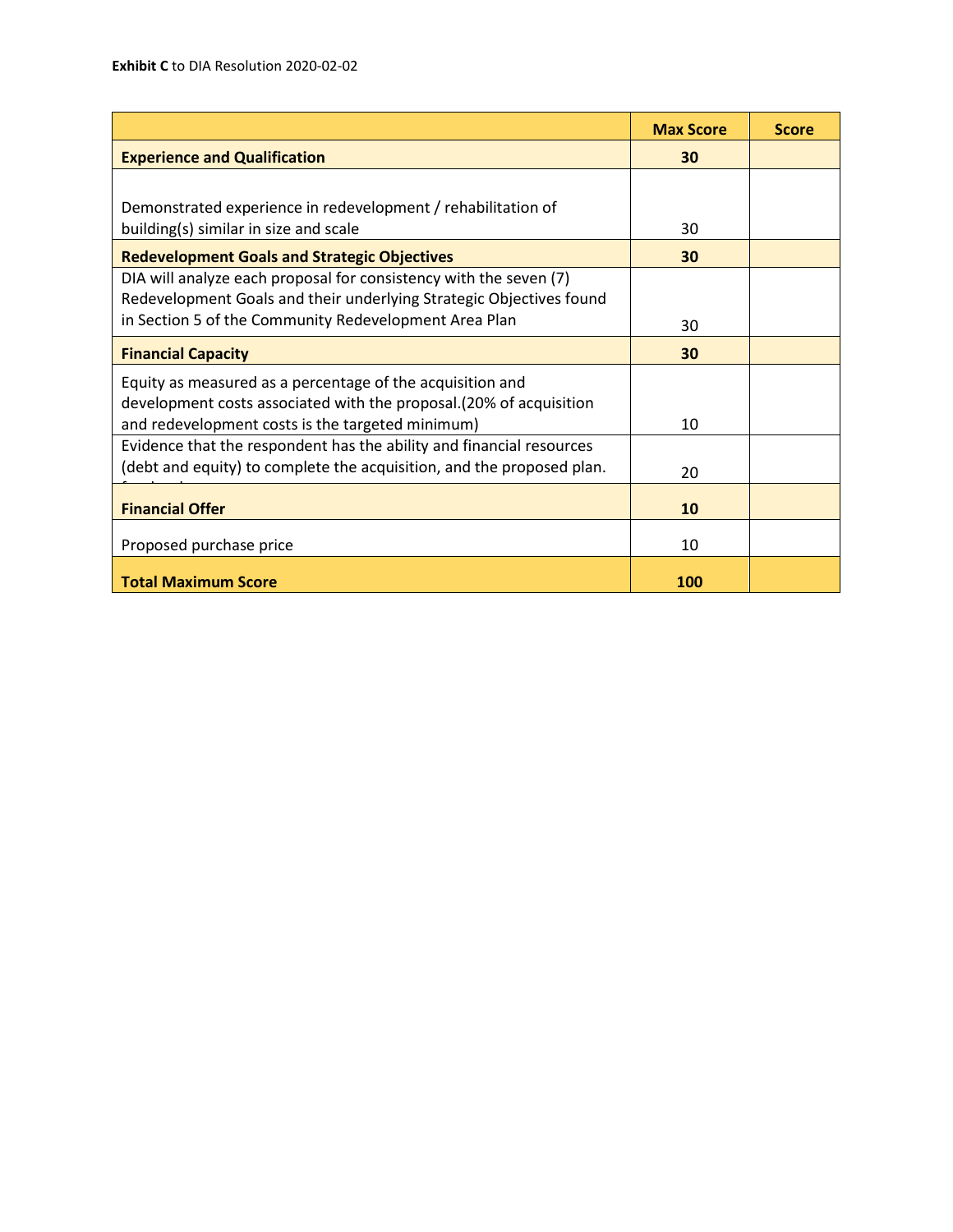**Exhibit C** to DIA Resolution 2020-02-02

| | Max Score | Score |
|---|---|---|
| **Experience and Qualification** | **30** | |
| Demonstrated experience in redevelopment / rehabilitation of building(s) similar in size and scale | 30 | |
| **Redevelopment Goals and Strategic Objectives** | **30** | |
| DIA will analyze each proposal for consistency with the seven (7) Redevelopment Goals and their underlying Strategic Objectives found in Section 5 of the Community Redevelopment Area Plan | 30 | |
| **Financial Capacity** | **30** | |
| Equity as measured as a percentage of the acquisition and development costs associated with the proposal.(20% of acquisition and redevelopment costs is the targeted minimum) | 10 | |
| Evidence that the respondent has the ability and financial resources (debt and equity) to complete the acquisition, and the proposed plan. | 20 | |
| **Financial Offer** | **10** | |
| Proposed purchase price | 10 | |
| **Total Maximum Score** | **100** | |